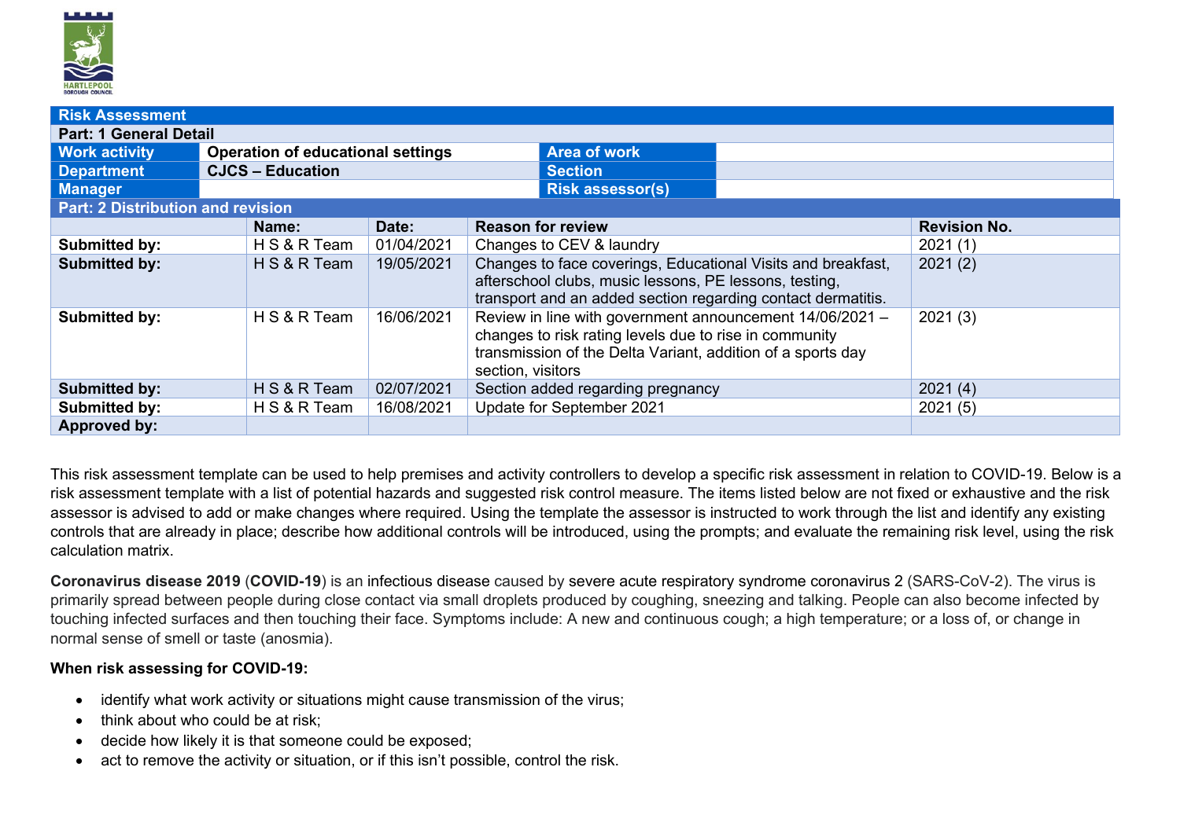| Risk Assessment | | | |
|---|---|---|---|
| **Part: 1 General Detail** | | | |
| **Work activity** | **Operation of educational settings** | **Area of work** | |
| **Department** | **CJCS – Education** | **Section** | |
| **Manager** | | **Risk assessor(s)** | |

| Part: 2 Distribution and revision | | | | |
|---|---|---|---|---|
| | **Name:** | **Date:** | **Reason for review** | **Revision No.** |
| **Submitted by:** | H S & R Team | 01/04/2021 | Changes to CEV & laundry | 2021 (1) |
| **Submitted by:** | H S & R Team | 19/05/2021 | Changes to face coverings, Educational Visits and breakfast, afterschool clubs, music lessons, PE lessons, testing, transport and an added section regarding contact dermatitis. | 2021 (2) |
| **Submitted by:** | H S & R Team | 16/06/2021 | Review in line with government announcement 14/06/2021 – changes to risk rating levels due to rise in community transmission of the Delta Variant, addition of a sports day section, visitors | 2021 (3) |
| **Submitted by:** | H S & R Team | 02/07/2021 | Section added regarding pregnancy | 2021 (4) |
| **Submitted by:** | H S & R Team | 16/08/2021 | Update for September 2021 | 2021 (5) |
| **Approved by:** | | | | |

This risk assessment template can be used to help premises and activity controllers to develop a specific risk assessment in relation to COVID-19. Below is a risk assessment template with a list of potential hazards and suggested risk control measure. The items listed below are not fixed or exhaustive and the risk assessor is advised to add or make changes where required. Using the template the assessor is instructed to work through the list and identify any existing controls that are already in place; describe how additional controls will be introduced, using the prompts; and evaluate the remaining risk level, using the risk calculation matrix.

**Coronavirus disease 2019** (**COVID-19**) is an infectious disease caused by severe acute respiratory syndrome coronavirus 2 (SARS-CoV-2). The virus is primarily spread between people during close contact via small droplets produced by coughing, sneezing and talking. People can also become infected by touching infected surfaces and then touching their face. Symptoms include: A new and continuous cough; a high temperature; or a loss of, or change in normal sense of smell or taste (anosmia).

**When risk assessing for COVID-19:**

- identify what work activity or situations might cause transmission of the virus;
- think about who could be at risk;
- decide how likely it is that someone could be exposed;
- act to remove the activity or situation, or if this isn't possible, control the risk.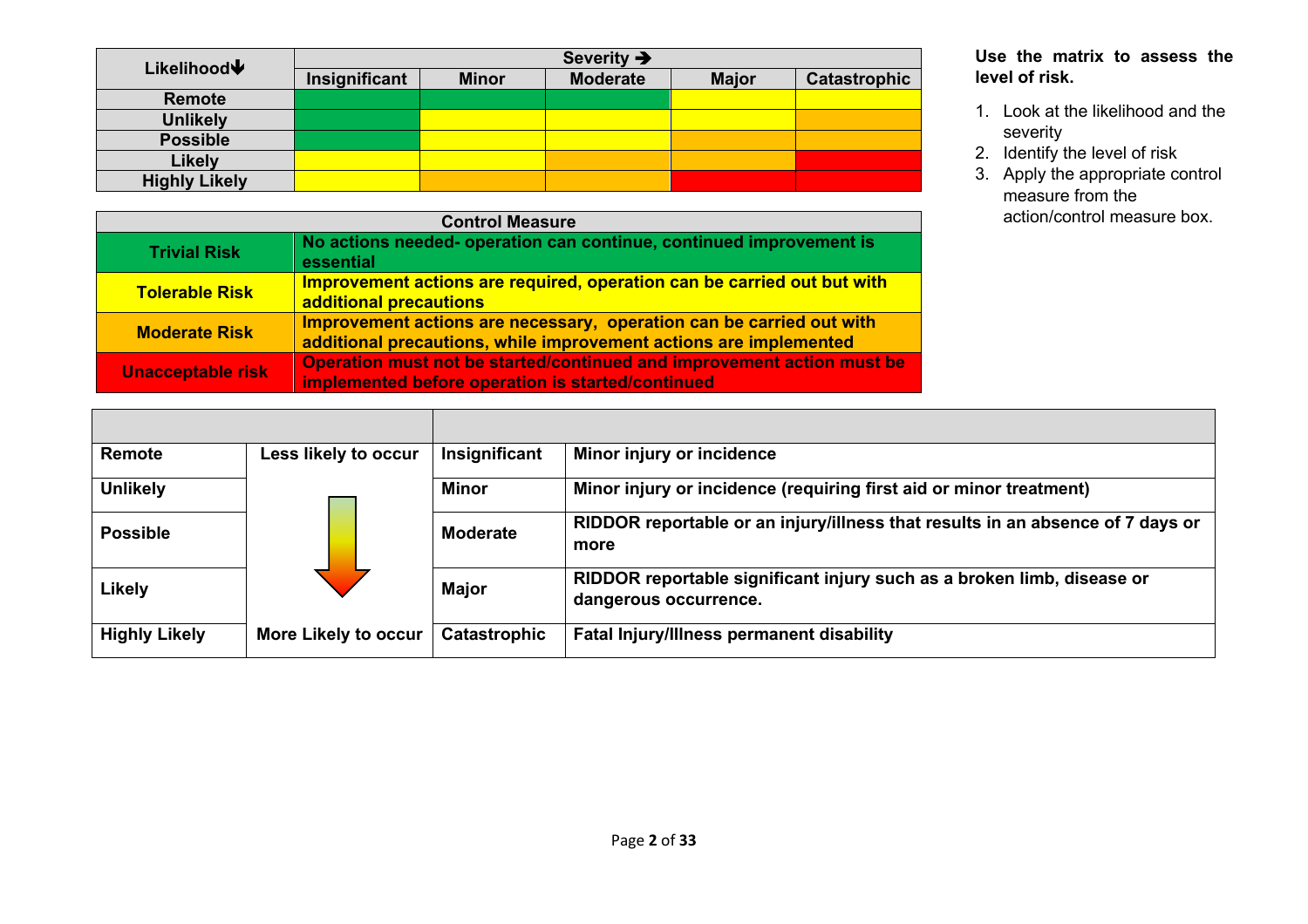| Likelihood↓ | Severity → | | | | |
|---|---|---|---|---|---|
| | Insignificant | Minor | Moderate | Major | Catastrophic |
| Remote | Trivial Risk (green) | Trivial Risk (green) | Trivial Risk (green) | Tolerable Risk (yellow) | Tolerable Risk (yellow) |
| Unlikely | Trivial Risk (green) | Tolerable Risk (yellow) | Tolerable Risk (yellow) | Tolerable Risk (yellow) | Moderate Risk (orange) |
| Possible | Trivial Risk (green) | Tolerable Risk (yellow) | Tolerable Risk (yellow) | Moderate Risk (orange) | Moderate Risk (orange) |
| Likely | Tolerable Risk (yellow) | Tolerable Risk (yellow) | Moderate Risk (orange) | Moderate Risk (orange) | Unacceptable risk (red) |
| Highly Likely | Tolerable Risk (yellow) | Moderate Risk (orange) | Moderate Risk (orange) | Unacceptable risk (red) | Unacceptable risk (red) |

**Use the matrix to assess the level of risk.**

1. Look at the likelihood and the severity
2. Identify the level of risk
3. Apply the appropriate control measure from the action/control measure box.

| Control Measure | |
|---|---|
| **Trivial Risk** | **No actions needed- operation can continue, continued improvement is essential** |
| **Tolerable Risk** | **Improvement actions are required, operation can be carried out but with additional precautions** |
| **Moderate Risk** | **Improvement actions are necessary, operation can be carried out with additional precautions, while improvement actions are implemented** |
| **Unacceptable risk** | **Operation must not be started/continued and improvement action must be implemented before operation is started/continued** |

| | | | |
|---|---|---|---|
| **Remote** | **Less likely to occur** | **Insignificant** | **Minor injury or incidence** |
| **Unlikely** | ↓ | **Minor** | **Minor injury or incidence (requiring first aid or minor treatment)** |
| **Possible** | ↓ | **Moderate** | **RIDDOR reportable or an injury/illness that results in an absence of 7 days or more** |
| **Likely** | ↓ | **Major** | **RIDDOR reportable significant injury such as a broken limb, disease or dangerous occurrence.** |
| **Highly Likely** | **More Likely to occur** | **Catastrophic** | **Fatal Injury/Illness permanent disability** |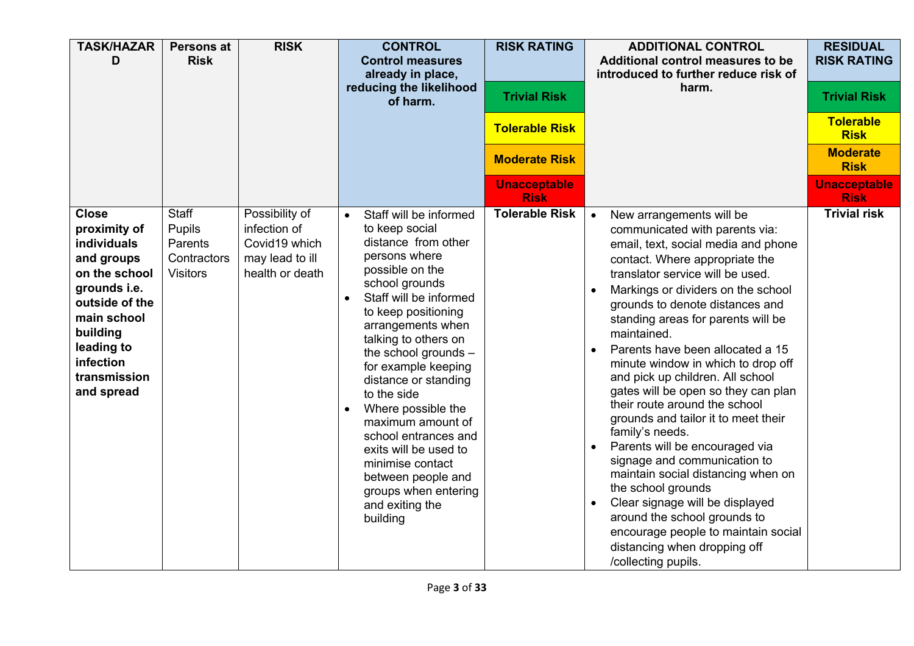| TASK/HAZARD | Persons at Risk | RISK | CONTROL<br>Control measures already in place, reducing the likelihood of harm. | RISK RATING<br>Trivial Risk<br>Tolerable Risk<br>Moderate Risk<br>Unacceptable Risk | ADDITIONAL CONTROL<br>Additional control measures to be introduced to further reduce risk of harm. | RESIDUAL RISK RATING<br>Trivial Risk<br>Tolerable Risk<br>Moderate Risk<br>Unacceptable Risk |
|---|---|---|---|---|---|---|
| **Close proximity of individuals and groups on the school grounds i.e. outside of the main school building leading to infection transmission and spread** | Staff<br>Pupils<br>Parents<br>Contractors<br>Visitors | Possibility of infection of Covid19 which may lead to ill health or death | • Staff will be informed to keep social distance from other persons where possible on the school grounds<br>• Staff will be informed to keep positioning arrangements when talking to others on the school grounds – for example keeping distance or standing to the side<br>• Where possible the maximum amount of school entrances and exits will be used to minimise contact between people and groups when entering and exiting the building | **Tolerable Risk** | • New arrangements will be communicated with parents via: email, text, social media and phone contact. Where appropriate the translator service will be used.<br>• Markings or dividers on the school grounds to denote distances and standing areas for parents will be maintained.<br>• Parents have been allocated a 15 minute window in which to drop off and pick up children. All school gates will be open so they can plan their route around the school grounds and tailor it to meet their family's needs.<br>• Parents will be encouraged via signage and communication to maintain social distancing when on the school grounds<br>• Clear signage will be displayed around the school grounds to encourage people to maintain social distancing when dropping off /collecting pupils. | **Trivial risk** |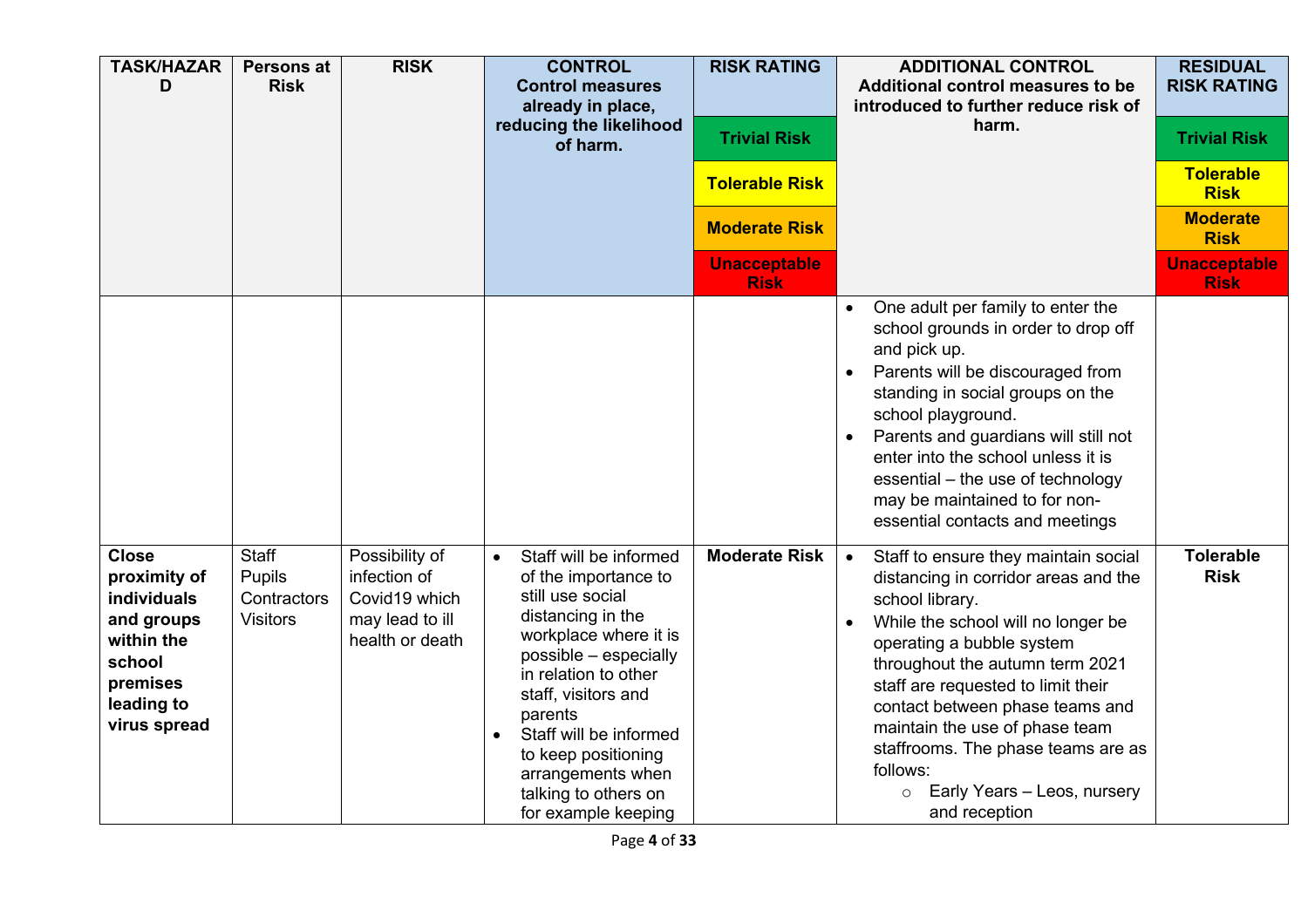| TASK/HAZARD | Persons at Risk | RISK | CONTROL<br>Control measures already in place, reducing the likelihood of harm. | RISK RATING<br>Trivial Risk<br>Tolerable Risk<br>Moderate Risk<br>Unacceptable Risk | ADDITIONAL CONTROL<br>Additional control measures to be introduced to further reduce risk of harm. | RESIDUAL RISK RATING<br>Trivial Risk<br>Tolerable Risk<br>Moderate Risk<br>Unacceptable Risk |
|---|---|---|---|---|---|---|
| | | | | | • One adult per family to enter the school grounds in order to drop off and pick up.<br>• Parents will be discouraged from standing in social groups on the school playground.<br>• Parents and guardians will still not enter into the school unless it is essential – the use of technology may be maintained to for non-essential contacts and meetings | |
| **Close proximity of individuals and groups within the school premises leading to virus spread** | Staff<br>Pupils<br>Contractors<br>Visitors | Possibility of infection of Covid19 which may lead to ill health or death | • Staff will be informed of the importance to still use social distancing in the workplace where it is possible – especially in relation to other staff, visitors and parents<br>• Staff will be informed to keep positioning arrangements when talking to others on for example keeping | **Moderate Risk** | • Staff to ensure they maintain social distancing in corridor areas and the school library.<br>• While the school will no longer be operating a bubble system throughout the autumn term 2021 staff are requested to limit their contact between phase teams and maintain the use of phase team staffrooms. The phase teams are as follows:<br>&nbsp;&nbsp;&nbsp;&nbsp;○ Early Years – Leos, nursery and reception | **Tolerable Risk** |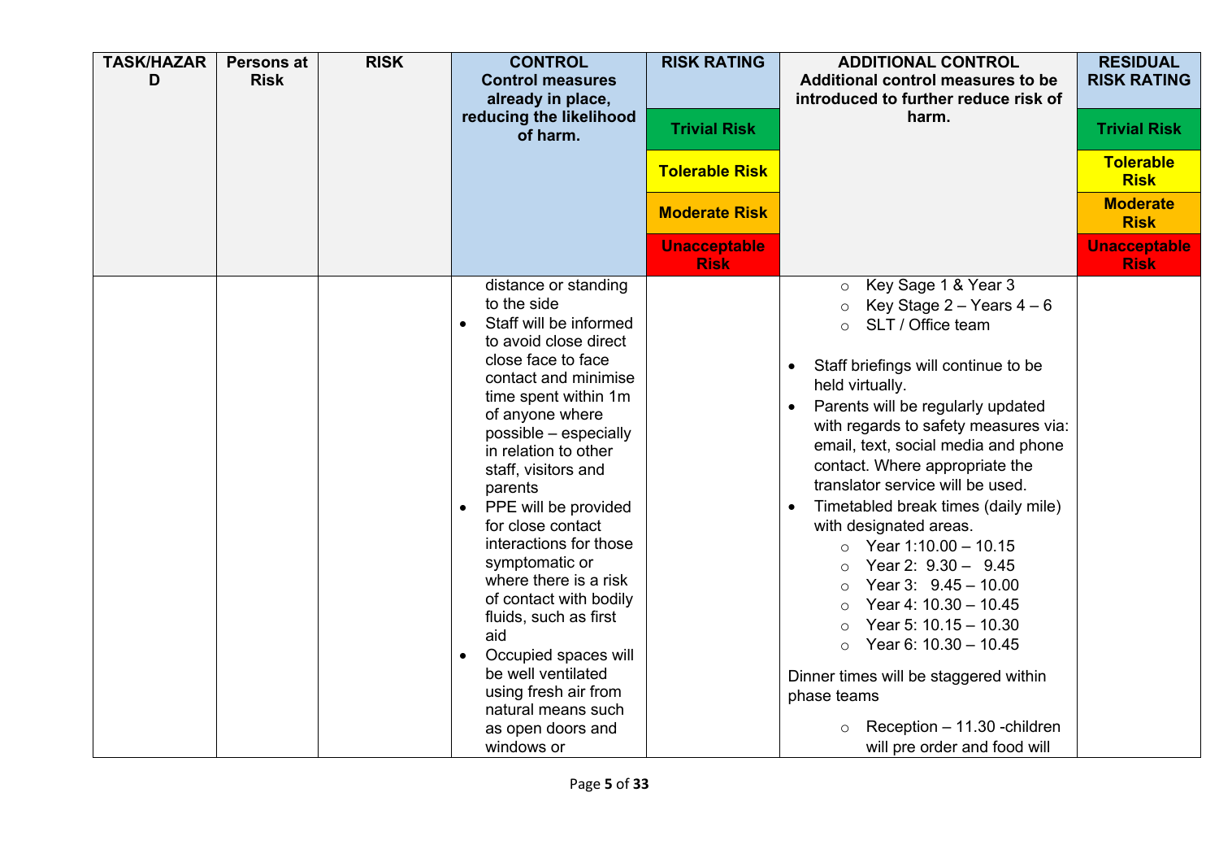| TASK/HAZARD | Persons at Risk | RISK | CONTROL Control measures already in place, reducing the likelihood of harm. | RISK RATING | ADDITIONAL CONTROL Additional control measures to be introduced to further reduce risk of harm. | RESIDUAL RISK RATING |
|---|---|---|---|---|---|---|
| | | | | Trivial Risk | | Trivial Risk |
| | | | | Tolerable Risk | | Tolerable Risk |
| | | | | Moderate Risk | | Moderate Risk |
| | | | | Unacceptable Risk | | Unacceptable Risk |
| | | | distance or standing to the side<br>• Staff will be informed to avoid close direct close face to face contact and minimise time spent within 1m of anyone where possible – especially in relation to other staff, visitors and parents<br>• PPE will be provided for close contact interactions for those symptomatic or where there is a risk of contact with bodily fluids, such as first aid<br>• Occupied spaces will be well ventilated using fresh air from natural means such as open doors and windows or | | ○ Key Sage 1 & Year 3<br>○ Key Stage 2 – Years 4 – 6<br>○ SLT / Office team<br><br>• Staff briefings will continue to be held virtually.<br>• Parents will be regularly updated with regards to safety measures via: email, text, social media and phone contact. Where appropriate the translator service will be used.<br>• Timetabled break times (daily mile) with designated areas.<br>○ Year 1:10.00 – 10.15<br>○ Year 2: 9.30 – 9.45<br>○ Year 3: 9.45 – 10.00<br>○ Year 4: 10.30 – 10.45<br>○ Year 5: 10.15 – 10.30<br>○ Year 6: 10.30 – 10.45<br><br>Dinner times will be staggered within phase teams<br><br>○ Reception – 11.30 -children will pre order and food will | |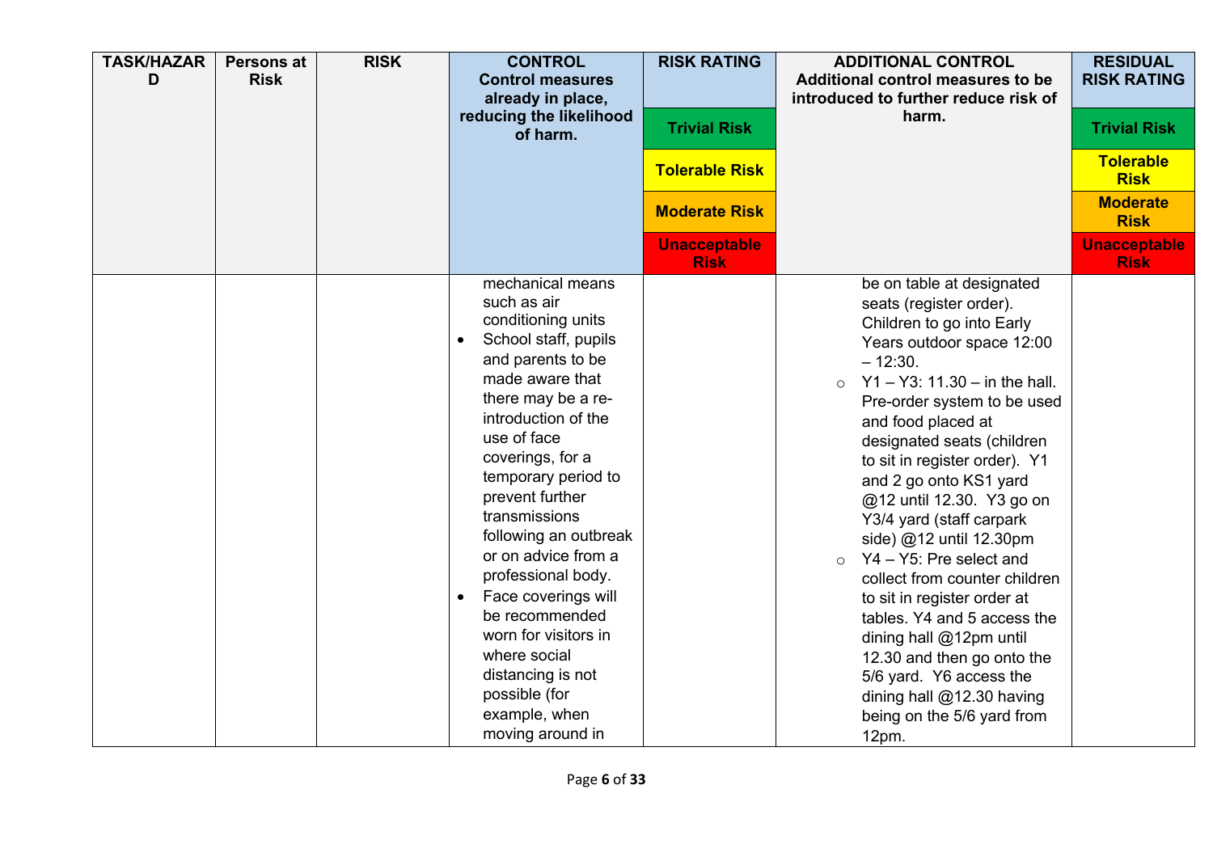| TASK/HAZARD | Persons at Risk | RISK | CONTROL<br>Control measures already in place, reducing the likelihood of harm. | RISK RATING<br>Trivial Risk<br>Tolerable Risk<br>Moderate Risk<br>Unacceptable Risk | ADDITIONAL CONTROL<br>Additional control measures to be introduced to further reduce risk of harm. | RESIDUAL RISK RATING<br>Trivial Risk<br>Tolerable Risk<br>Moderate Risk<br>Unacceptable Risk |
|---|---|---|---|---|---|---|
| | | | mechanical means such as air conditioning units<br>• School staff, pupils and parents to be made aware that there may be a re-introduction of the use of face coverings, for a temporary period to prevent further transmissions following an outbreak or on advice from a professional body.<br>• Face coverings will be recommended worn for visitors in where social distancing is not possible (for example, when moving around in | | be on table at designated seats (register order). Children to go into Early Years outdoor space 12:00 – 12:30.<br>○ Y1 – Y3: 11.30 – in the hall. Pre-order system to be used and food placed at designated seats (children to sit in register order). Y1 and 2 go onto KS1 yard @12 until 12.30. Y3 go on Y3/4 yard (staff carpark side) @12 until 12.30pm<br>○ Y4 – Y5: Pre select and collect from counter children to sit in register order at tables. Y4 and 5 access the dining hall @12pm until 12.30 and then go onto the 5/6 yard. Y6 access the dining hall @12.30 having being on the 5/6 yard from 12pm. | |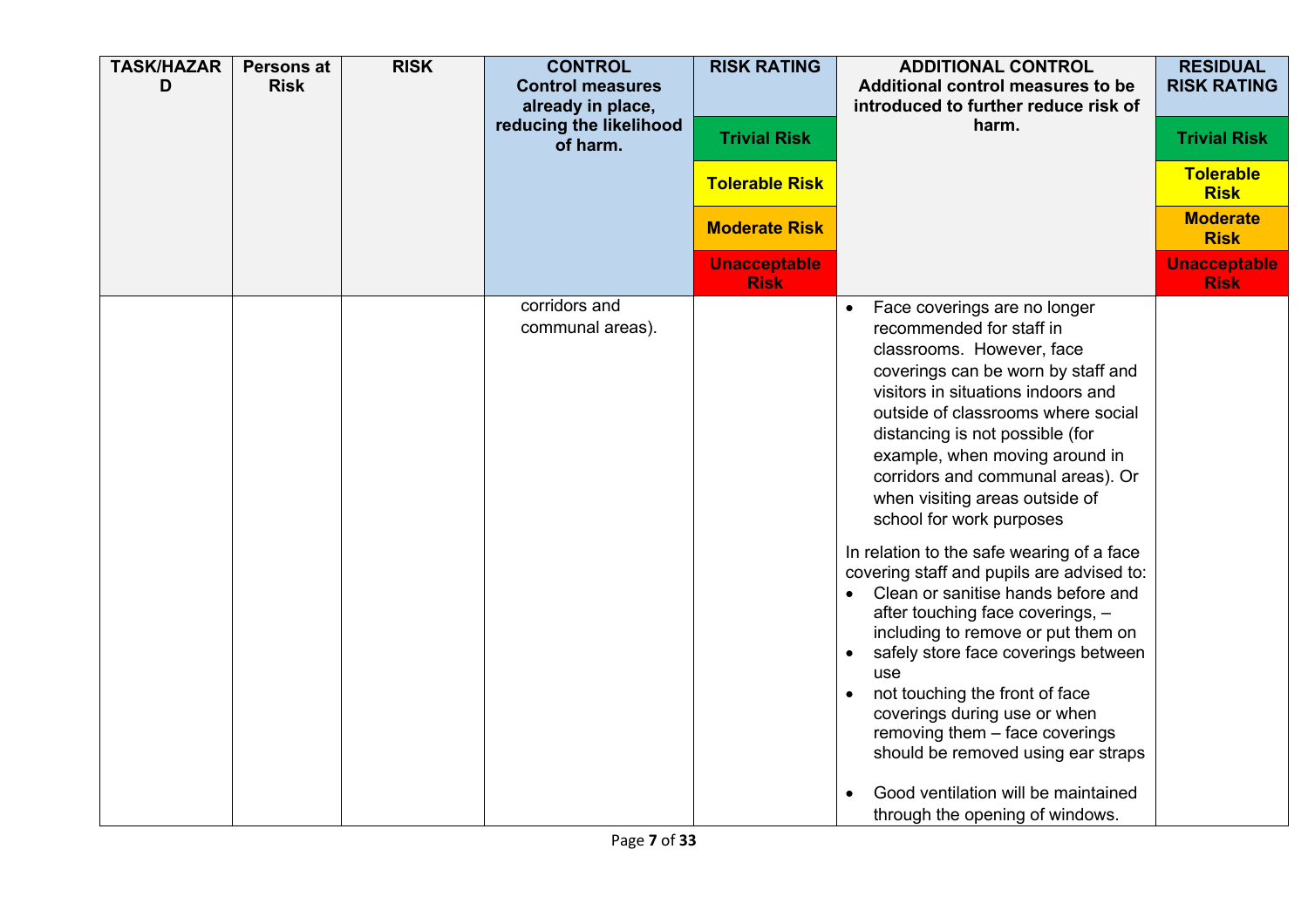| TASK/HAZARD | Persons at Risk | RISK | CONTROL Control measures already in place, reducing the likelihood of harm. | RISK RATING | ADDITIONAL CONTROL Additional control measures to be introduced to further reduce risk of harm. | RESIDUAL RISK RATING |
|---|---|---|---|---|---|---|
| | | | | Trivial Risk | | Trivial Risk |
| | | | | Tolerable Risk | | Tolerable Risk |
| | | | | Moderate Risk | | Moderate Risk |
| | | | | Unacceptable Risk | | Unacceptable Risk |
| | | | corridors and communal areas). | | • Face coverings are no longer recommended for staff in classrooms. However, face coverings can be worn by staff and visitors in situations indoors and outside of classrooms where social distancing is not possible (for example, when moving around in corridors and communal areas). Or when visiting areas outside of school for work purposes<br><br>In relation to the safe wearing of a face covering staff and pupils are advised to:<br>• Clean or sanitise hands before and after touching face coverings, – including to remove or put them on<br>• safely store face coverings between use<br>• not touching the front of face coverings during use or when removing them – face coverings should be removed using ear straps<br><br>• Good ventilation will be maintained through the opening of windows. | |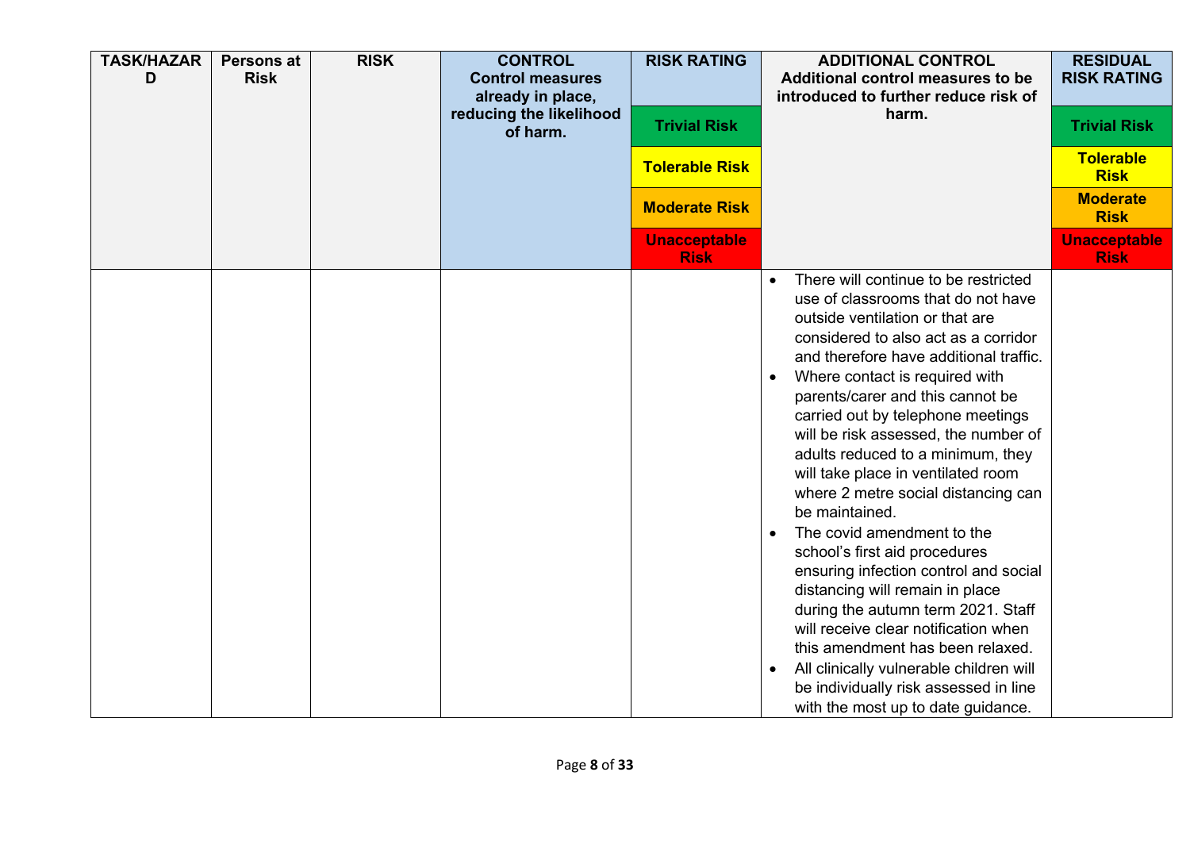| TASK/HAZARD | Persons at Risk | RISK | CONTROL<br>Control measures already in place, reducing the likelihood of harm. | RISK RATING | ADDITIONAL CONTROL<br>Additional control measures to be introduced to further reduce risk of harm. | RESIDUAL RISK RATING |
|---|---|---|---|---|---|---|
| | | | | Trivial Risk | | Trivial Risk |
| | | | | Tolerable Risk | | Tolerable Risk |
| | | | | Moderate Risk | | Moderate Risk |
| | | | | Unacceptable Risk | | Unacceptable Risk |
| | | | | | • There will continue to be restricted use of classrooms that do not have outside ventilation or that are considered to also act as a corridor and therefore have additional traffic.<br>• Where contact is required with parents/carer and this cannot be carried out by telephone meetings will be risk assessed, the number of adults reduced to a minimum, they will take place in ventilated room where 2 metre social distancing can be maintained.<br>• The covid amendment to the school's first aid procedures ensuring infection control and social distancing will remain in place during the autumn term 2021. Staff will receive clear notification when this amendment has been relaxed.<br>• All clinically vulnerable children will be individually risk assessed in line with the most up to date guidance. | |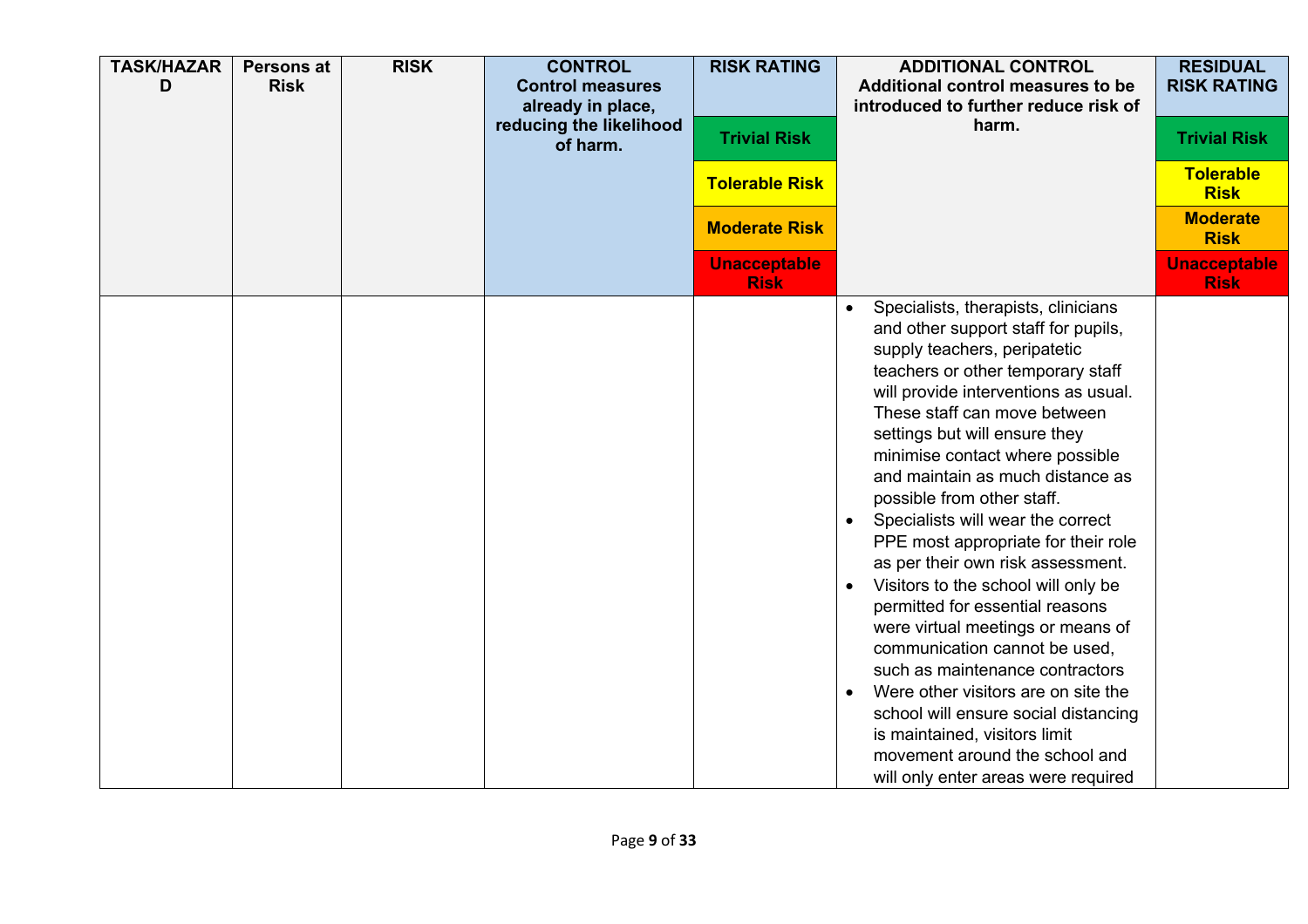| TASK/HAZARD | Persons at Risk | RISK | CONTROL Control measures already in place, reducing the likelihood of harm. | RISK RATING | ADDITIONAL CONTROL Additional control measures to be introduced to further reduce risk of harm. | RESIDUAL RISK RATING |
|---|---|---|---|---|---|---|
| | | | | Trivial Risk | | Trivial Risk |
| | | | | Tolerable Risk | | Tolerable Risk |
| | | | | Moderate Risk | | Moderate Risk |
| | | | | Unacceptable Risk | | Unacceptable Risk |
| | | | | | • Specialists, therapists, clinicians and other support staff for pupils, supply teachers, peripatetic teachers or other temporary staff will provide interventions as usual. These staff can move between settings but will ensure they minimise contact where possible and maintain as much distance as possible from other staff.<br>• Specialists will wear the correct PPE most appropriate for their role as per their own risk assessment.<br>• Visitors to the school will only be permitted for essential reasons were virtual meetings or means of communication cannot be used, such as maintenance contractors<br>• Were other visitors are on site the school will ensure social distancing is maintained, visitors limit movement around the school and will only enter areas were required | |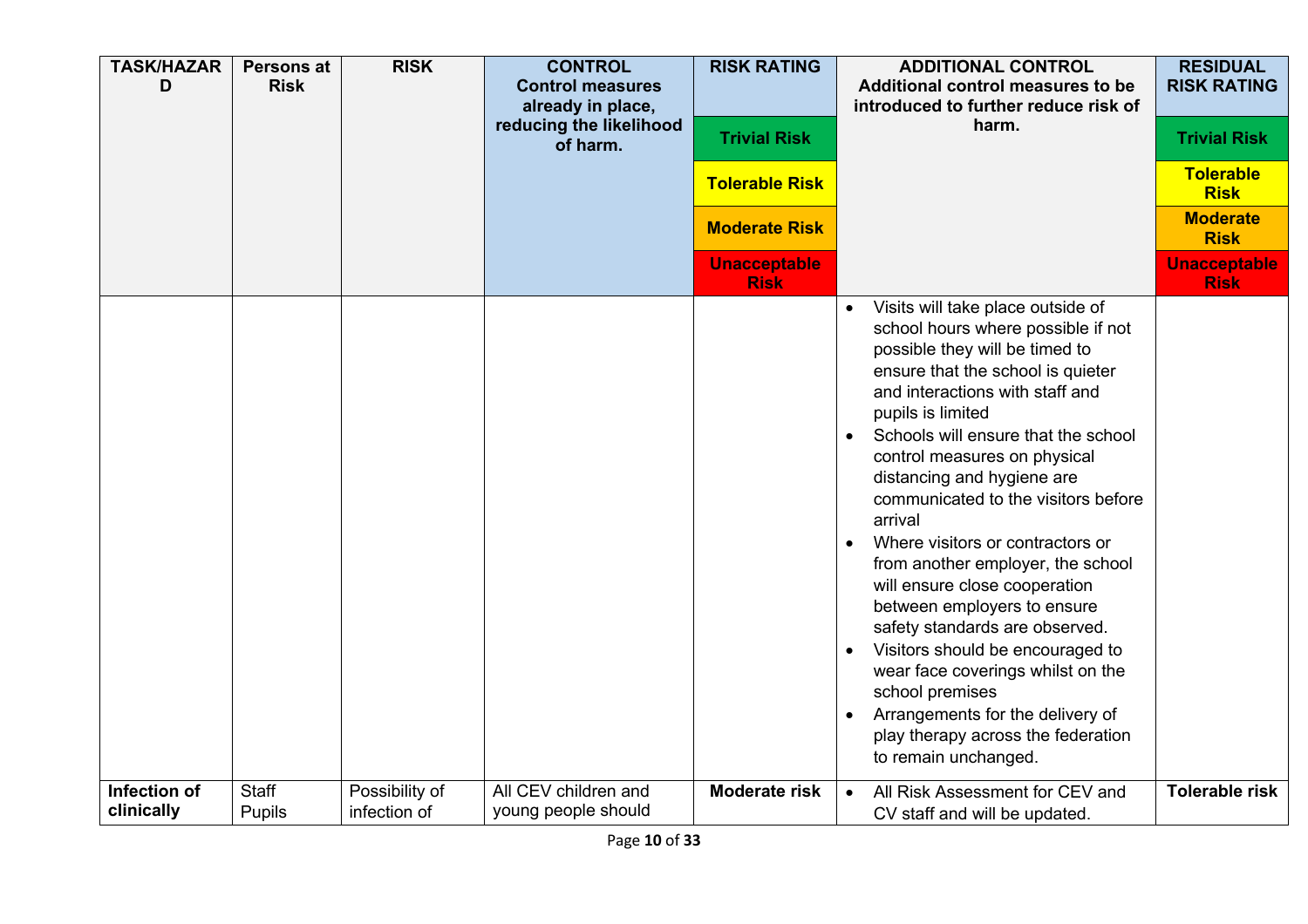| TASK/HAZARD | Persons at Risk | RISK | CONTROL Control measures already in place, reducing the likelihood of harm. | RISK RATING | ADDITIONAL CONTROL Additional control measures to be introduced to further reduce risk of harm. | RESIDUAL RISK RATING |
|---|---|---|---|---|---|---|
| | | | | Trivial Risk | | Trivial Risk |
| | | | | Tolerable Risk | | Tolerable Risk |
| | | | | Moderate Risk | | Moderate Risk |
| | | | | Unacceptable Risk | | Unacceptable Risk |
| | | | | | • Visits will take place outside of school hours where possible if not possible they will be timed to ensure that the school is quieter and interactions with staff and pupils is limited<br>• Schools will ensure that the school control measures on physical distancing and hygiene are communicated to the visitors before arrival<br>• Where visitors or contractors or from another employer, the school will ensure close cooperation between employers to ensure safety standards are observed.<br>• Visitors should be encouraged to wear face coverings whilst on the school premises<br>• Arrangements for the delivery of play therapy across the federation to remain unchanged. | |
| **Infection of clinically** | Staff<br>Pupils | Possibility of infection of | All CEV children and young people should | **Moderate risk** | • All Risk Assessment for CEV and CV staff and will be updated. | **Tolerable risk** |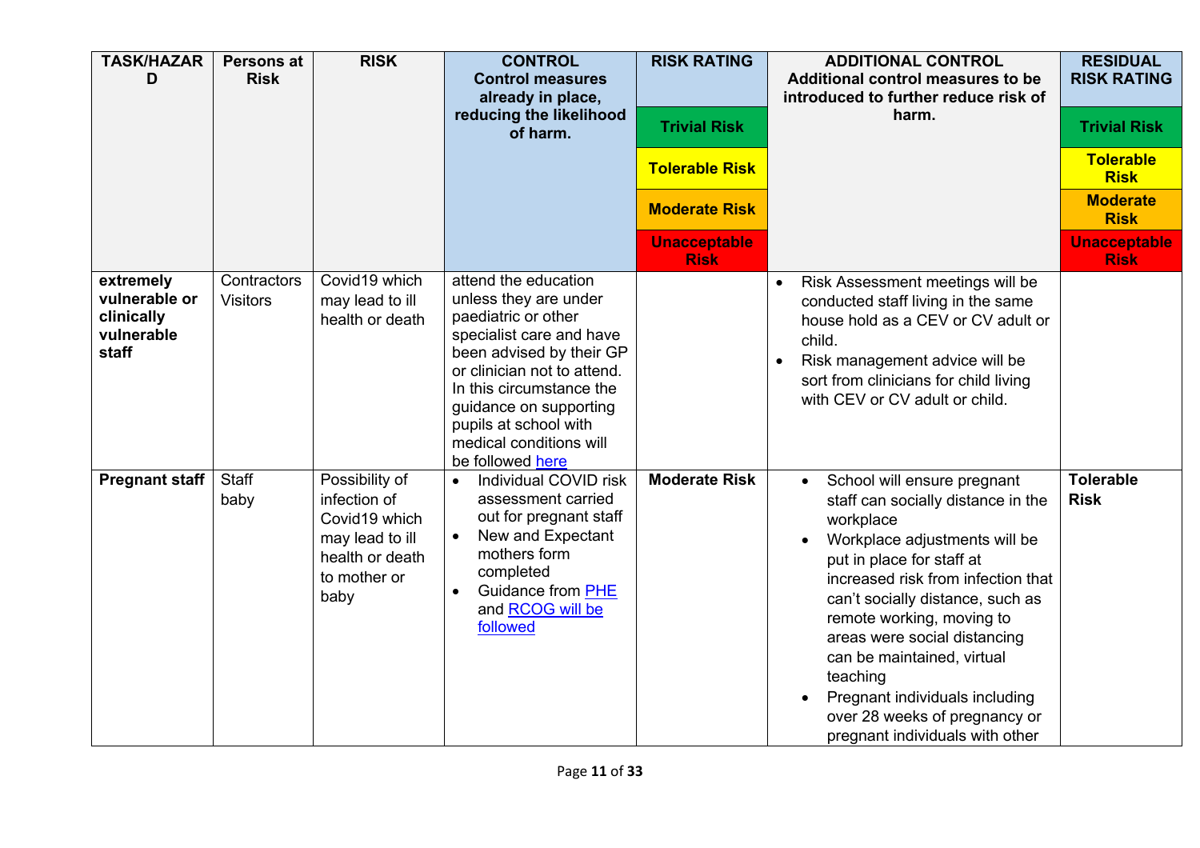| TASK/HAZARD | Persons at Risk | RISK | CONTROL<br>Control measures already in place, reducing the likelihood of harm. | RISK RATING<br>Trivial Risk<br>Tolerable Risk<br>Moderate Risk<br>Unacceptable Risk | ADDITIONAL CONTROL<br>Additional control measures to be introduced to further reduce risk of harm. | RESIDUAL RISK RATING<br>Trivial Risk<br>Tolerable Risk<br>Moderate Risk<br>Unacceptable Risk |
|---|---|---|---|---|---|---|
| **extremely vulnerable or clinically vulnerable staff** | Contractors<br>Visitors | Covid19 which may lead to ill health or death | attend the education unless they are under paediatric or other specialist care and have been advised by their GP or clinician not to attend. In this circumstance the guidance on supporting pupils at school with medical conditions will be followed [here](here) | | • Risk Assessment meetings will be conducted staff living in the same house hold as a CEV or CV adult or child.<br>• Risk management advice will be sort from clinicians for child living with CEV or CV adult or child. | |
| **Pregnant staff** | Staff<br>baby | Possibility of infection of Covid19 which may lead to ill health or death to mother or baby | • Individual COVID risk assessment carried out for pregnant staff<br>• New and Expectant mothers form completed<br>• Guidance from [PHE](PHE) and [RCOG will be followed](RCOG) | **Moderate Risk** | • School will ensure pregnant staff can socially distance in the workplace<br>• Workplace adjustments will be put in place for staff at increased risk from infection that can't socially distance, such as remote working, moving to areas were social distancing can be maintained, virtual teaching<br>• Pregnant individuals including over 28 weeks of pregnancy or pregnant individuals with other | **Tolerable Risk** |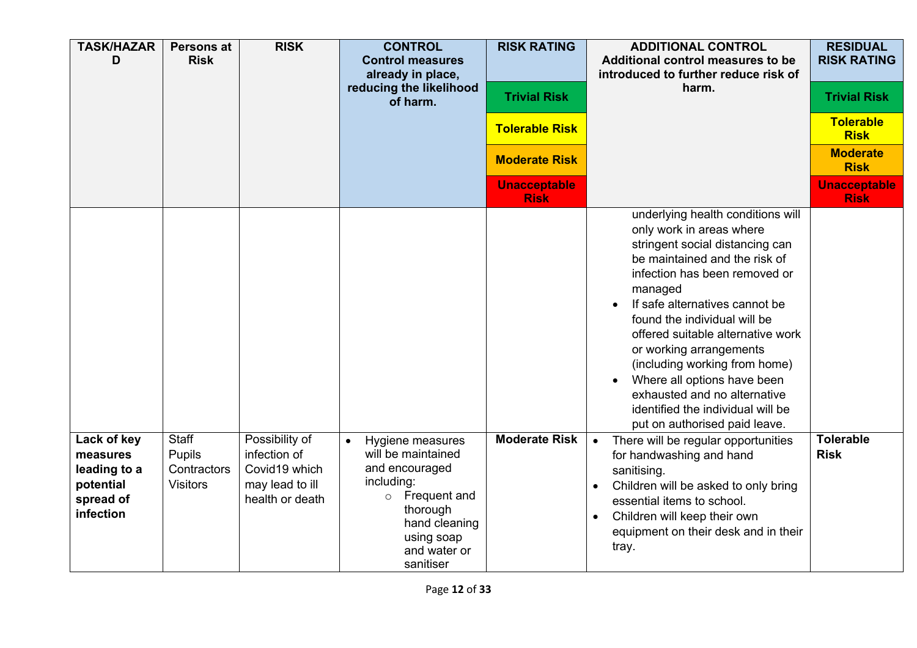| TASK/HAZARD | Persons at Risk | RISK | CONTROL<br>Control measures already in place, reducing the likelihood of harm. | RISK RATING<br>Trivial Risk<br>Tolerable Risk<br>Moderate Risk<br>Unacceptable Risk | ADDITIONAL CONTROL<br>Additional control measures to be introduced to further reduce risk of harm. | RESIDUAL RISK RATING<br>Trivial Risk<br>Tolerable Risk<br>Moderate Risk<br>Unacceptable Risk |
|---|---|---|---|---|---|---|
| | | | | | underlying health conditions will only work in areas where stringent social distancing can be maintained and the risk of infection has been removed or managed<br>• If safe alternatives cannot be found the individual will be offered suitable alternative work or working arrangements (including working from home)<br>• Where all options have been exhausted and no alternative identified the individual will be put on authorised paid leave. | |
| **Lack of key measures leading to a potential spread of infection** | Staff<br>Pupils<br>Contractors<br>Visitors | Possibility of infection of Covid19 which may lead to ill health or death | • Hygiene measures will be maintained and encouraged including:<br>○ Frequent and thorough hand cleaning using soap and water or sanitiser | **Moderate Risk** | • There will be regular opportunities for handwashing and hand sanitising.<br>• Children will be asked to only bring essential items to school.<br>• Children will keep their own equipment on their desk and in their tray. | **Tolerable Risk** |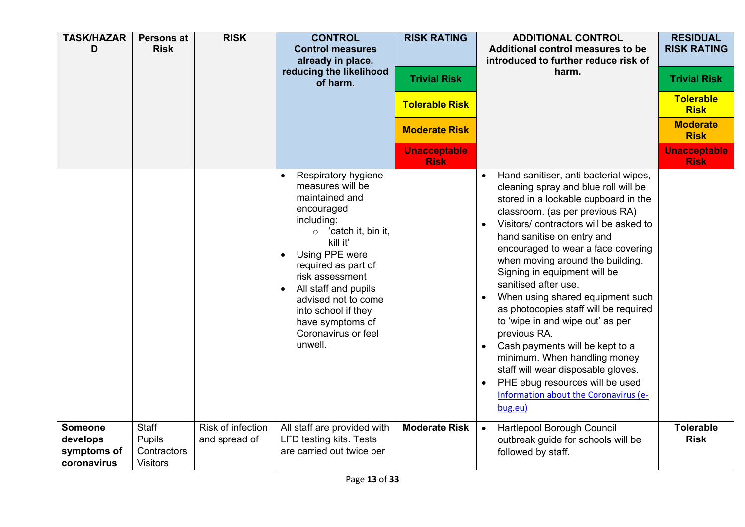| TASK/HAZARD | Persons at Risk | RISK | CONTROL Control measures already in place, reducing the likelihood of harm. | RISK RATING | ADDITIONAL CONTROL Additional control measures to be introduced to further reduce risk of harm. | RESIDUAL RISK RATING |
|---|---|---|---|---|---|---|
| | | | | Trivial Risk | | Trivial Risk |
| | | | | Tolerable Risk | | Tolerable Risk |
| | | | | Moderate Risk | | Moderate Risk |
| | | | | Unacceptable Risk | | Unacceptable Risk |
| | | | • Respiratory hygiene measures will be maintained and encouraged including:<br>  ○ 'catch it, bin it, kill it'<br>• Using PPE were required as part of risk assessment<br>• All staff and pupils advised not to come into school if they have symptoms of Coronavirus or feel unwell. | | • Hand sanitiser, anti bacterial wipes, cleaning spray and blue roll will be stored in a lockable cupboard in the classroom. (as per previous RA)<br>• Visitors/ contractors will be asked to hand sanitise on entry and encouraged to wear a face covering when moving around the building. Signing in equipment will be sanitised after use.<br>• When using shared equipment such as photocopies staff will be required to 'wipe in and wipe out' as per previous RA.<br>• Cash payments will be kept to a minimum. When handling money staff will wear disposable gloves.<br>• PHE ebug resources will be used [Information about the Coronavirus (e-bug.eu)](https://e-bug.eu) | |
| **Someone develops symptoms of coronavirus** | Staff<br>Pupils<br>Contractors<br>Visitors | Risk of infection and spread of | All staff are provided with LFD testing kits. Tests are carried out twice per | **Moderate Risk** | • Hartlepool Borough Council outbreak guide for schools will be followed by staff. | **Tolerable Risk** |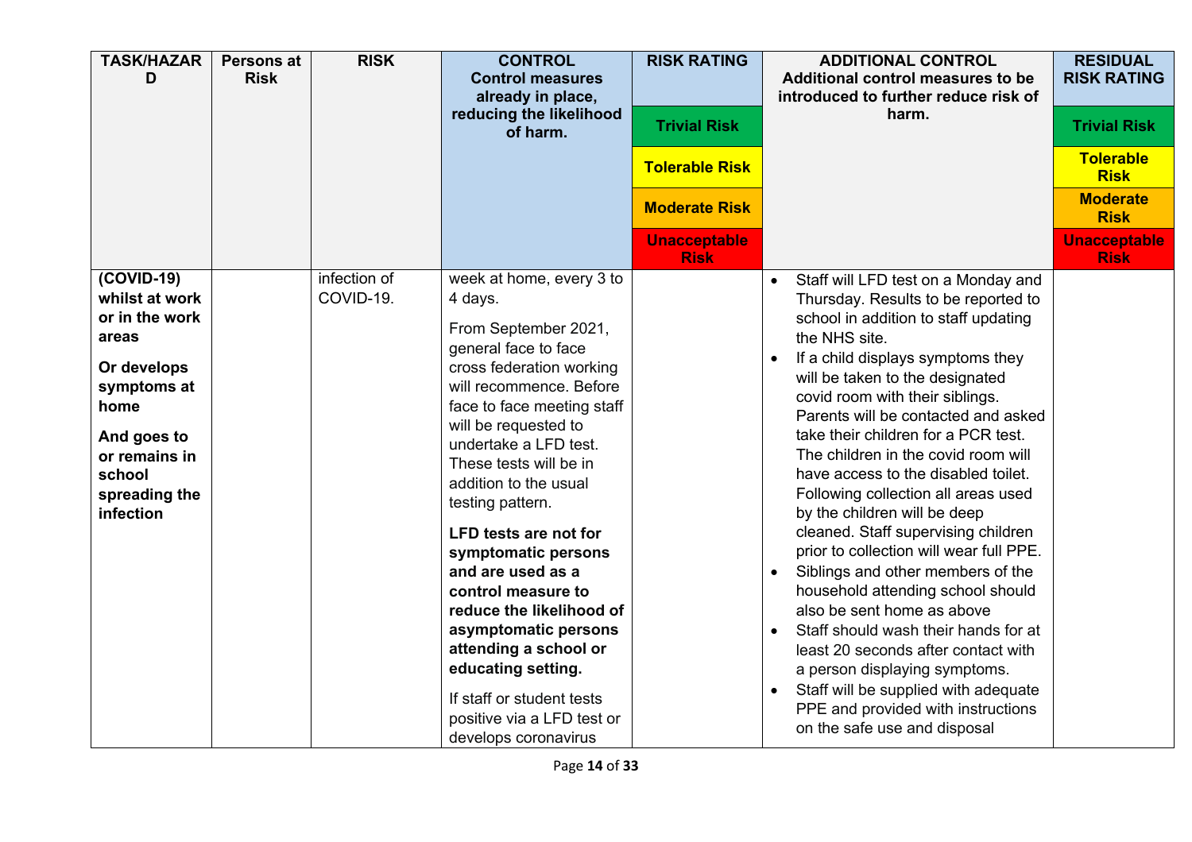| TASK/HAZARD | Persons at Risk | RISK | CONTROL Control measures already in place, reducing the likelihood of harm. | RISK RATING | ADDITIONAL CONTROL Additional control measures to be introduced to further reduce risk of harm. | RESIDUAL RISK RATING |
|---|---|---|---|---|---|---|
| | | | | Trivial Risk | | Trivial Risk |
| | | | | Tolerable Risk | | Tolerable Risk |
| | | | | Moderate Risk | | Moderate Risk |
| | | | | Unacceptable Risk | | Unacceptable Risk |
| **(COVID-19) whilst at work or in the work areas**<br><br>**Or develops symptoms at home**<br><br>**And goes to or remains in school spreading the infection** | | infection of COVID-19. | week at home, every 3 to 4 days.<br><br>From September 2021, general face to face cross federation working will recommence. Before face to face meeting staff will be requested to undertake a LFD test. These tests will be in addition to the usual testing pattern.<br><br>**LFD tests are not for symptomatic persons and are used as a control measure to reduce the likelihood of asymptomatic persons attending a school or educating setting.**<br><br>If staff or student tests positive via a LFD test or develops coronavirus | | • Staff will LFD test on a Monday and Thursday. Results to be reported to school in addition to staff updating the NHS site.<br>• If a child displays symptoms they will be taken to the designated covid room with their siblings. Parents will be contacted and asked take their children for a PCR test. The children in the covid room will have access to the disabled toilet. Following collection all areas used by the children will be deep cleaned. Staff supervising children prior to collection will wear full PPE.<br>• Siblings and other members of the household attending school should also be sent home as above<br>• Staff should wash their hands for at least 20 seconds after contact with a person displaying symptoms.<br>• Staff will be supplied with adequate PPE and provided with instructions on the safe use and disposal | |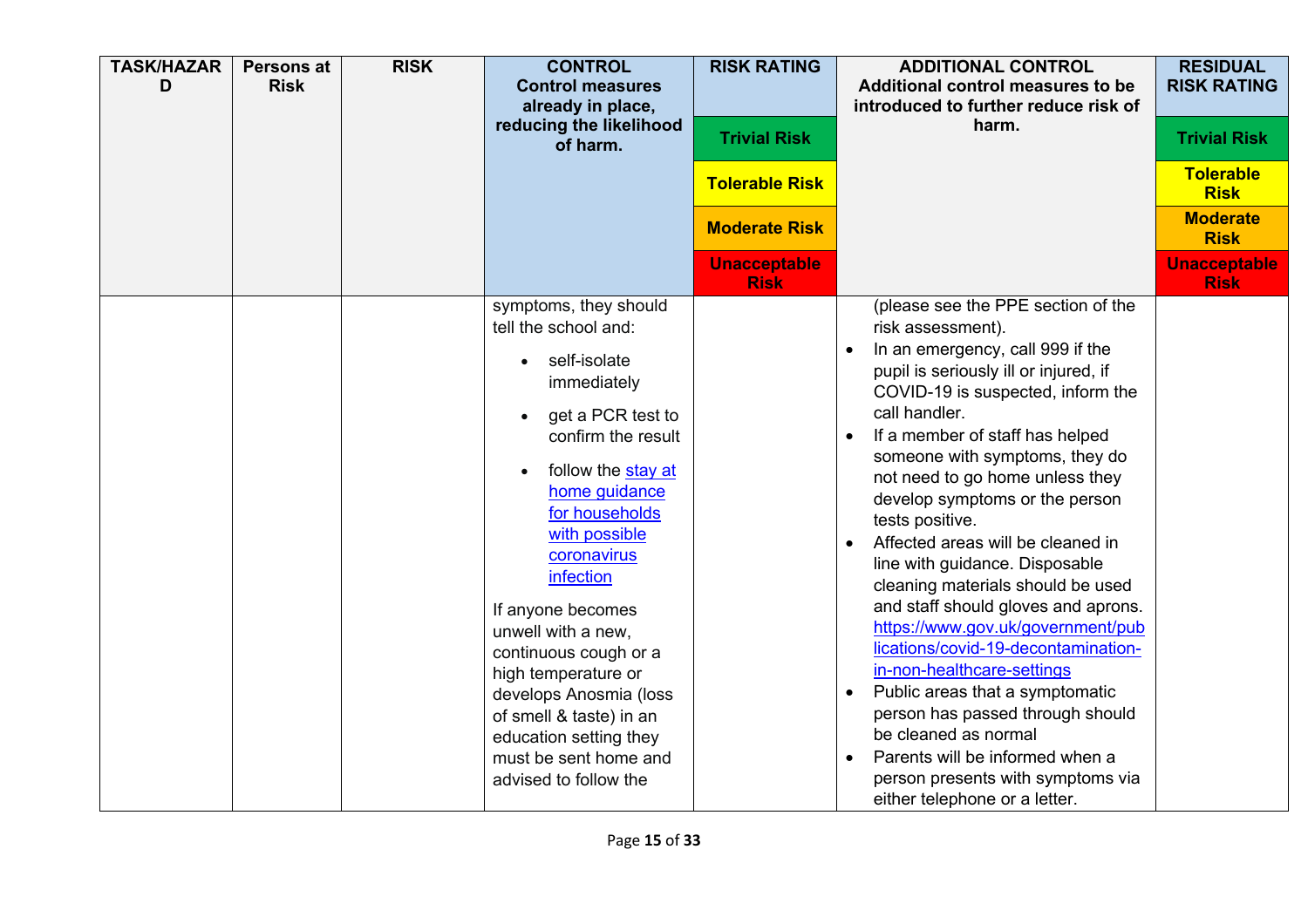| TASK/HAZARD | Persons at Risk | RISK | CONTROL Control measures already in place, reducing the likelihood of harm. | RISK RATING | ADDITIONAL CONTROL Additional control measures to be introduced to further reduce risk of harm. | RESIDUAL RISK RATING |
|---|---|---|---|---|---|---|
| | | | | Trivial Risk | | Trivial Risk |
| | | | | Tolerable Risk | | Tolerable Risk |
| | | | | Moderate Risk | | Moderate Risk |
| | | | | Unacceptable Risk | | Unacceptable Risk |
| | | | symptoms, they should tell the school and:<br>• self-isolate immediately<br>• get a PCR test to confirm the result<br>• follow the [stay at home guidance for households with possible coronavirus infection]()<br><br>If anyone becomes unwell with a new, continuous cough or a high temperature or develops Anosmia (loss of smell & taste) in an education setting they must be sent home and advised to follow the | | (please see the PPE section of the risk assessment).<br>• In an emergency, call 999 if the pupil is seriously ill or injured, if COVID-19 is suspected, inform the call handler.<br>• If a member of staff has helped someone with symptoms, they do not need to go home unless they develop symptoms or the person tests positive.<br>• Affected areas will be cleaned in line with guidance. Disposable cleaning materials should be used and staff should gloves and aprons. https://www.gov.uk/government/publications/covid-19-decontamination-in-non-healthcare-settings<br>• Public areas that a symptomatic person has passed through should be cleaned as normal<br>• Parents will be informed when a person presents with symptoms via either telephone or a letter. | |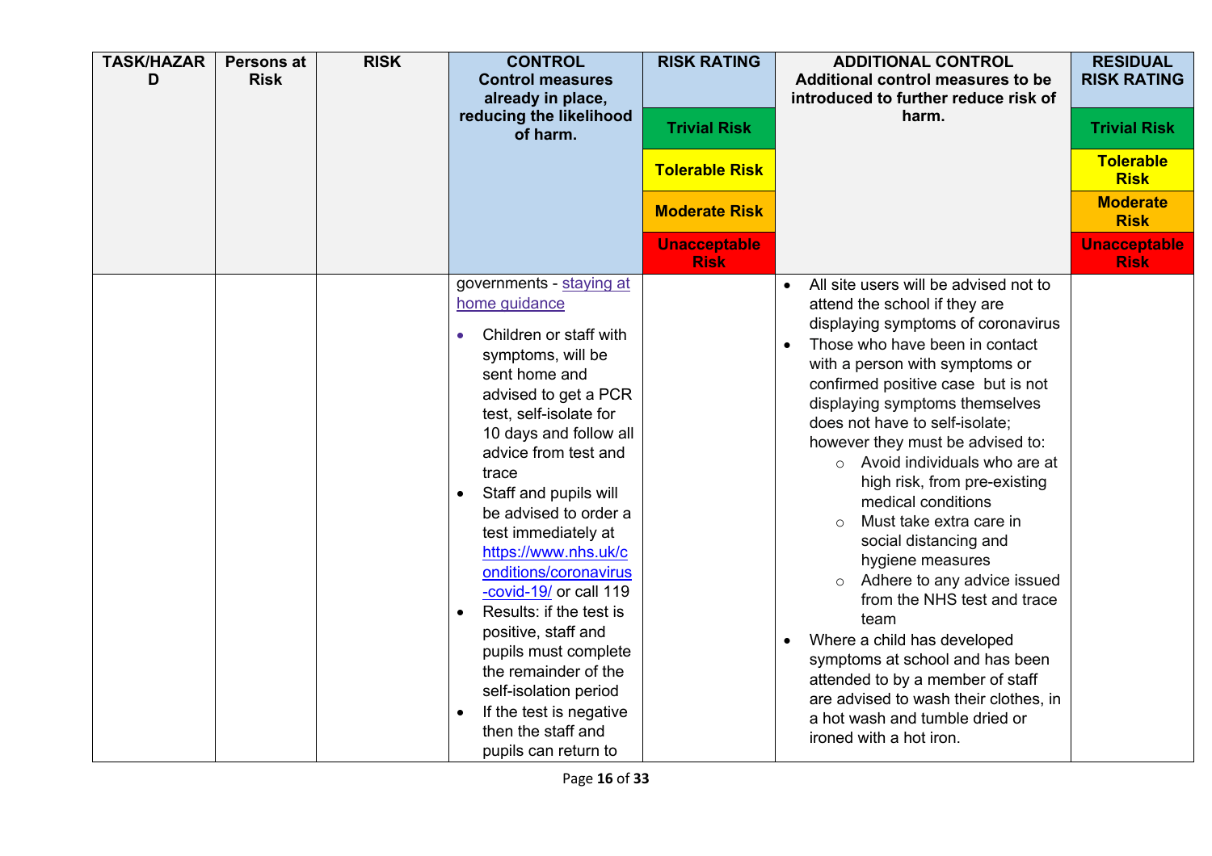| TASK/HAZARD | Persons at Risk | RISK | CONTROL Control measures already in place, reducing the likelihood of harm. | RISK RATING | ADDITIONAL CONTROL Additional control measures to be introduced to further reduce risk of harm. | RESIDUAL RISK RATING |
|---|---|---|---|---|---|---|
| | | | | Trivial Risk | | Trivial Risk |
| | | | | Tolerable Risk | | Tolerable Risk |
| | | | | Moderate Risk | | Moderate Risk |
| | | | | Unacceptable Risk | | Unacceptable Risk |
| | | | governments - [staying at home guidance](#)<br><br>• Children or staff with symptoms, will be sent home and advised to get a PCR test, self-isolate for 10 days and follow all advice from test and trace<br>• Staff and pupils will be advised to order a test immediately at [https://www.nhs.uk/conditions/coronavirus-covid-19/](https://www.nhs.uk/conditions/coronavirus-covid-19/) or call 119<br>• Results: if the test is positive, staff and pupils must complete the remainder of the self-isolation period<br>• If the test is negative then the staff and pupils can return to | | • All site users will be advised not to attend the school if they are displaying symptoms of coronavirus<br>• Those who have been in contact with a person with symptoms or confirmed positive case but is not displaying symptoms themselves does not have to self-isolate; however they must be advised to:<br>&nbsp;&nbsp;○ Avoid individuals who are at high risk, from pre-existing medical conditions<br>&nbsp;&nbsp;○ Must take extra care in social distancing and hygiene measures<br>&nbsp;&nbsp;○ Adhere to any advice issued from the NHS test and trace team<br>• Where a child has developed symptoms at school and has been attended to by a member of staff are advised to wash their clothes, in a hot wash and tumble dried or ironed with a hot iron. | |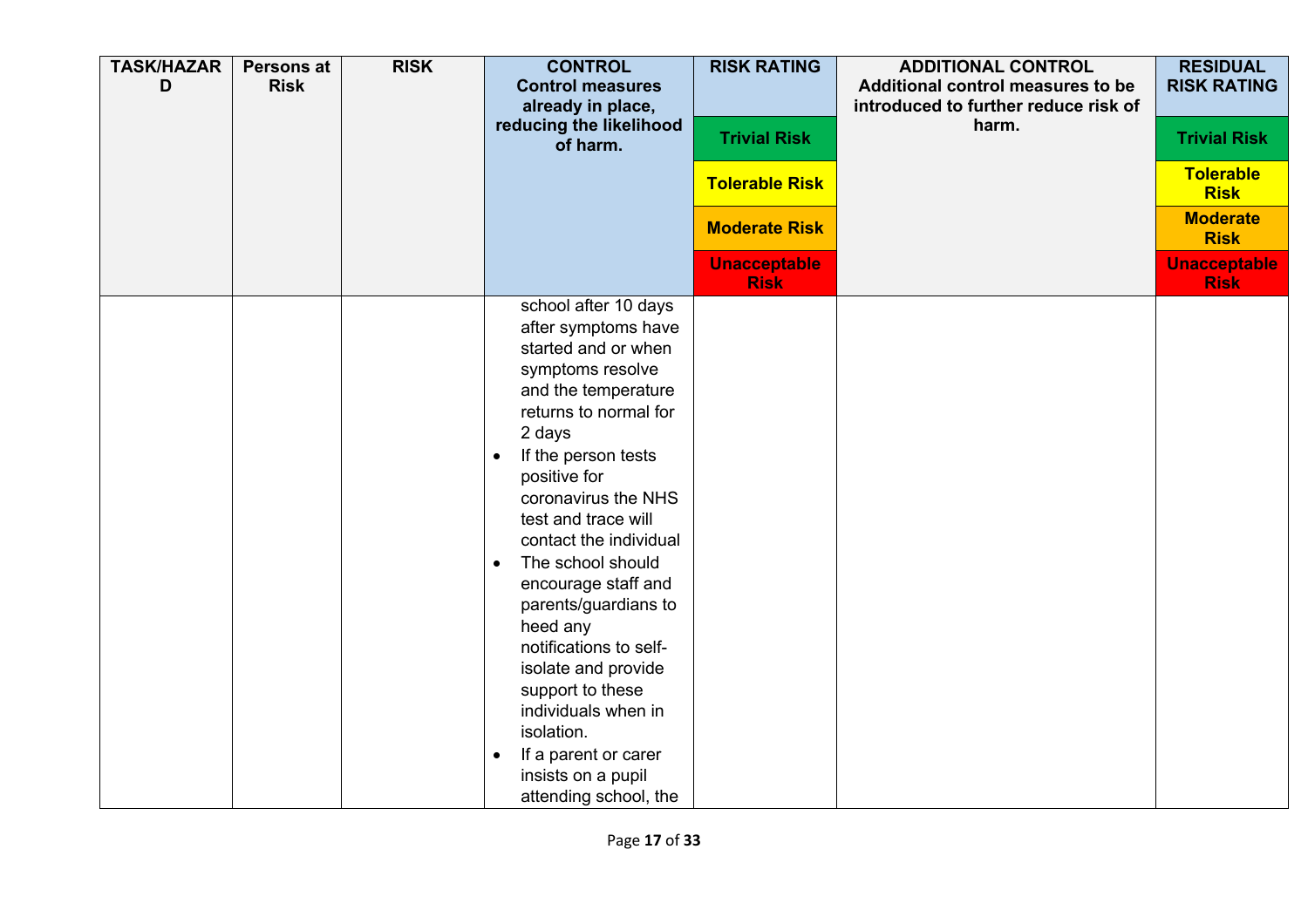| TASK/HAZARD | Persons at Risk | RISK | CONTROL Control measures already in place, reducing the likelihood of harm. | RISK RATING | ADDITIONAL CONTROL Additional control measures to be introduced to further reduce risk of harm. | RESIDUAL RISK RATING |
|---|---|---|---|---|---|---|
| | | | | Trivial Risk | | Trivial Risk |
| | | | | Tolerable Risk | | Tolerable Risk |
| | | | | Moderate Risk | | Moderate Risk |
| | | | | Unacceptable Risk | | Unacceptable Risk |
| | | | school after 10 days after symptoms have started and or when symptoms resolve and the temperature returns to normal for 2 days<br>• If the person tests positive for coronavirus the NHS test and trace will contact the individual<br>• The school should encourage staff and parents/guardians to heed any notifications to self-isolate and provide support to these individuals when in isolation.<br>• If a parent or carer insists on a pupil attending school, the | | | |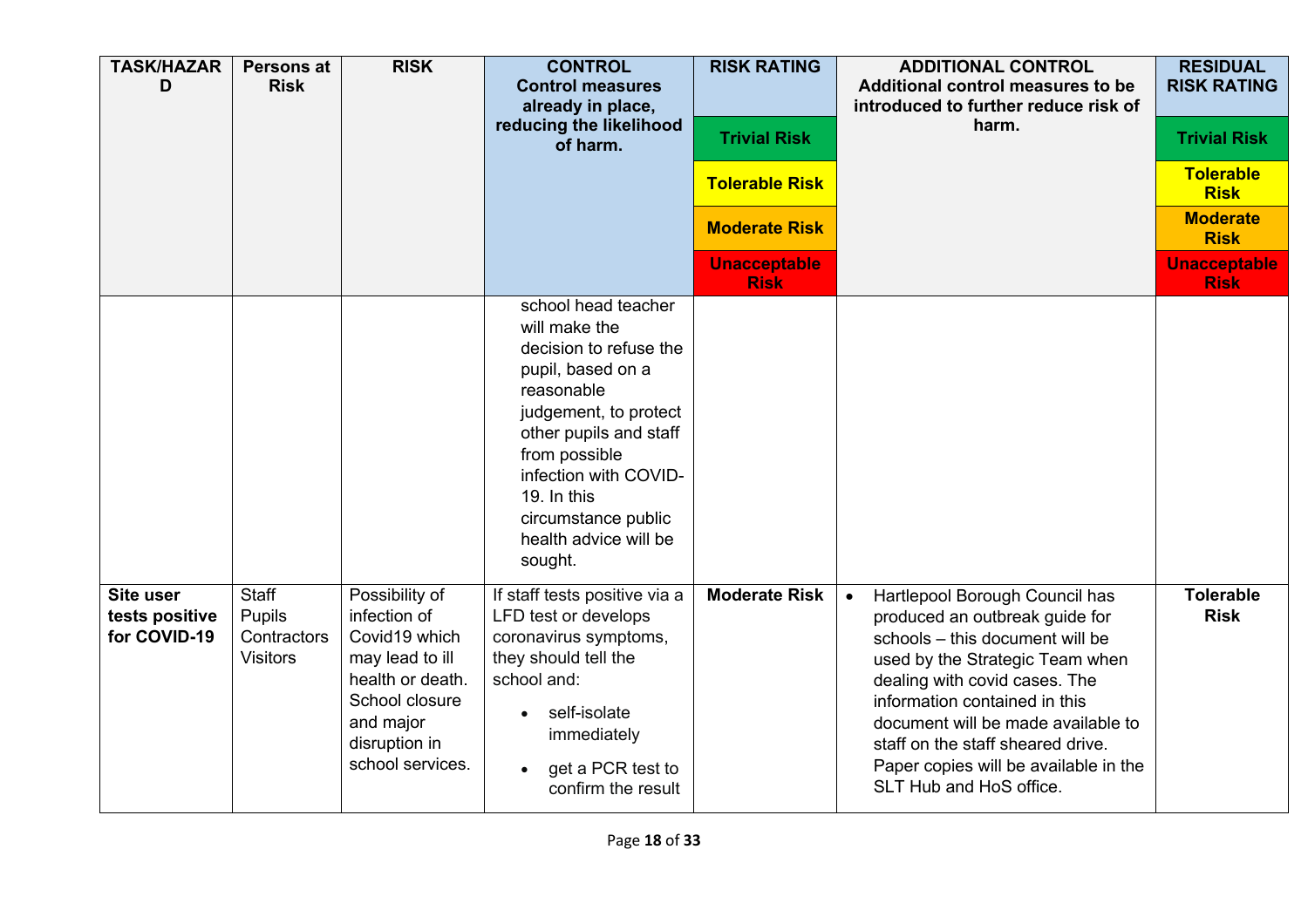| TASK/HAZARD | Persons at Risk | RISK | CONTROL<br>Control measures already in place, reducing the likelihood of harm. | RISK RATING<br>Trivial Risk<br>Tolerable Risk<br>Moderate Risk<br>Unacceptable Risk | ADDITIONAL CONTROL<br>Additional control measures to be introduced to further reduce risk of harm. | RESIDUAL RISK RATING<br>Trivial Risk<br>Tolerable Risk<br>Moderate Risk<br>Unacceptable Risk |
|---|---|---|---|---|---|---|
| | | | school head teacher will make the decision to refuse the pupil, based on a reasonable judgement, to protect other pupils and staff from possible infection with COVID-19. In this circumstance public health advice will be sought. | | | |
| **Site user tests positive for COVID-19** | Staff<br>Pupils<br>Contractors<br>Visitors | Possibility of infection of Covid19 which may lead to ill health or death. School closure and major disruption in school services. | If staff tests positive via a LFD test or develops coronavirus symptoms, they should tell the school and:<br>• self-isolate immediately<br>• get a PCR test to confirm the result | **Moderate Risk** | • Hartlepool Borough Council has produced an outbreak guide for schools – this document will be used by the Strategic Team when dealing with covid cases. The information contained in this document will be made available to staff on the staff sheared drive. Paper copies will be available in the SLT Hub and HoS office. | **Tolerable Risk** |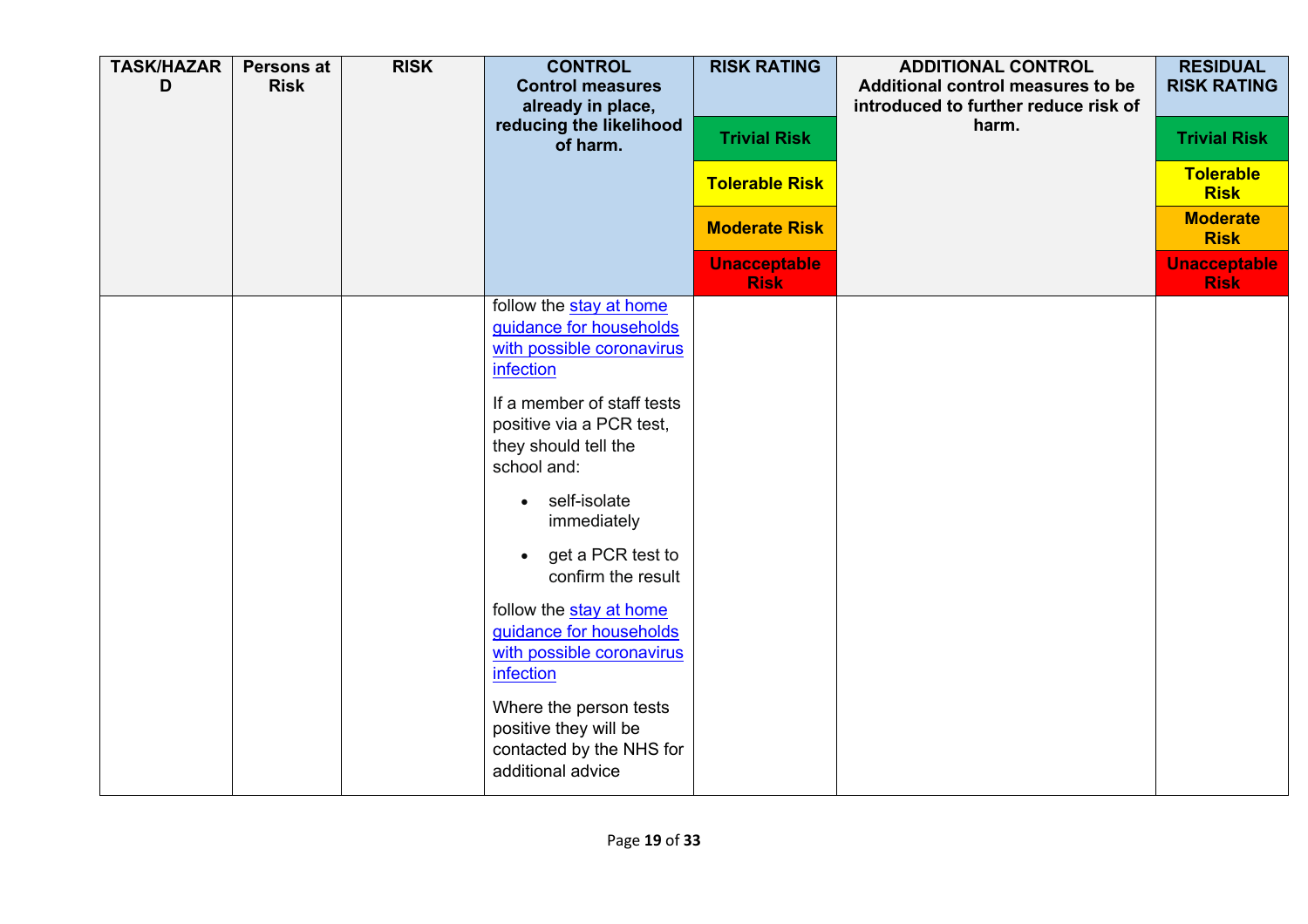| TASK/HAZARD | Persons at Risk | RISK | CONTROL Control measures already in place, reducing the likelihood of harm. | RISK RATING | ADDITIONAL CONTROL Additional control measures to be introduced to further reduce risk of harm. | RESIDUAL RISK RATING |
|---|---|---|---|---|---|---|
| | | | | Trivial Risk | | Trivial Risk |
| | | | | Tolerable Risk | | Tolerable Risk |
| | | | | Moderate Risk | | Moderate Risk |
| | | | | Unacceptable Risk | | Unacceptable Risk |
| | | | follow the stay at home guidance for households with possible coronavirus infection<br><br>If a member of staff tests positive via a PCR test, they should tell the school and:<br><br>• self-isolate immediately<br><br>• get a PCR test to confirm the result<br><br>follow the stay at home guidance for households with possible coronavirus infection<br><br>Where the person tests positive they will be contacted by the NHS for additional advice | | | |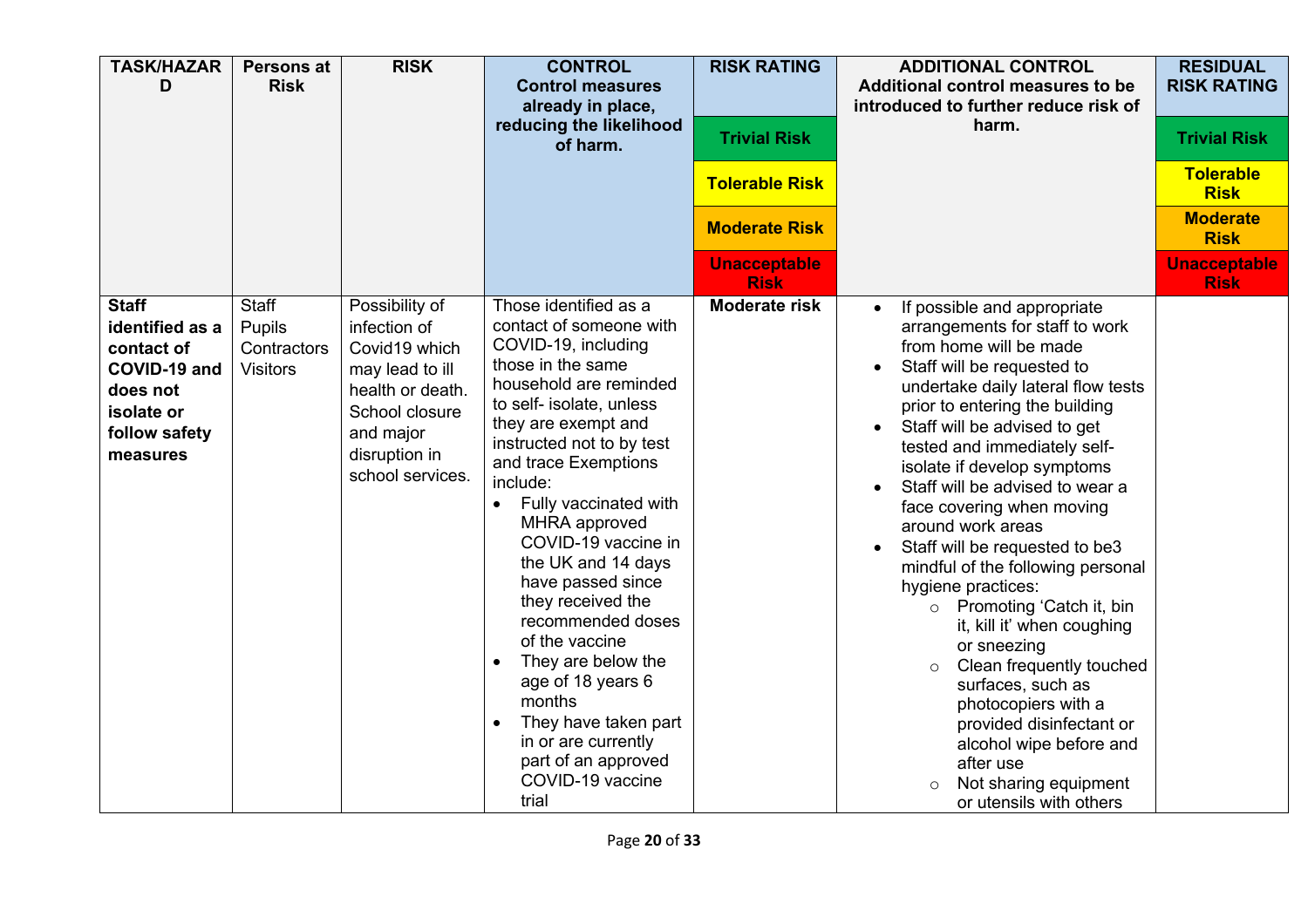| TASK/HAZARD | Persons at Risk | RISK | CONTROL Control measures already in place, reducing the likelihood of harm. | RISK RATING | ADDITIONAL CONTROL Additional control measures to be introduced to further reduce risk of harm. | RESIDUAL RISK RATING |
|---|---|---|---|---|---|---|
| | | | | Trivial Risk | | Trivial Risk |
| | | | | Tolerable Risk | | Tolerable Risk |
| | | | | Moderate Risk | | Moderate Risk |
| | | | | Unacceptable Risk | | Unacceptable Risk |
| **Staff identified as a contact of COVID-19 and does not isolate or follow safety measures** | Staff<br>Pupils<br>Contractors<br>Visitors | Possibility of infection of Covid19 which may lead to ill health or death. School closure and major disruption in school services. | Those identified as a contact of someone with COVID-19, including those in the same household are reminded to self- isolate, unless they are exempt and instructed not to by test and trace Exemptions include:<br>• Fully vaccinated with MHRA approved COVID-19 vaccine in the UK and 14 days have passed since they received the recommended doses of the vaccine<br>• They are below the age of 18 years 6 months<br>• They have taken part in or are currently part of an approved COVID-19 vaccine trial | **Moderate risk** | • If possible and appropriate arrangements for staff to work from home will be made<br>• Staff will be requested to undertake daily lateral flow tests prior to entering the building<br>• Staff will be advised to get tested and immediately self-isolate if develop symptoms<br>• Staff will be advised to wear a face covering when moving around work areas<br>• Staff will be requested to be3 mindful of the following personal hygiene practices:<br>○ Promoting 'Catch it, bin it, kill it' when coughing or sneezing<br>○ Clean frequently touched surfaces, such as photocopiers with a provided disinfectant or alcohol wipe before and after use<br>○ Not sharing equipment or utensils with others | |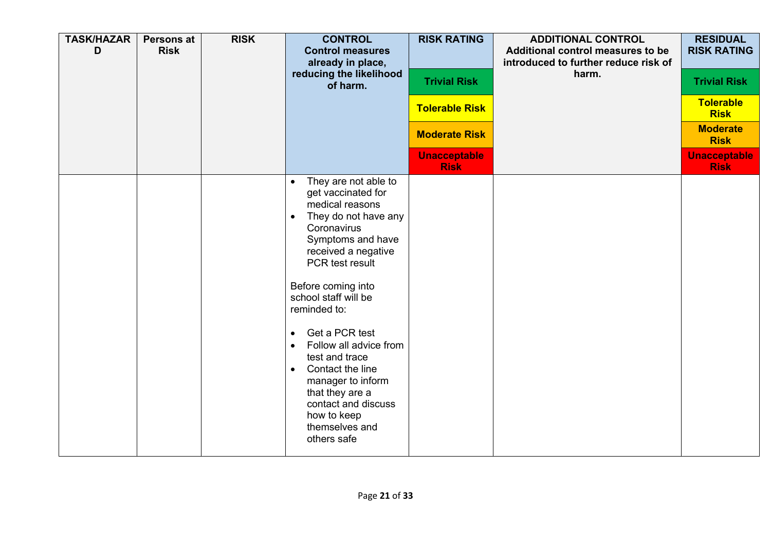| TASK/HAZARD | Persons at Risk | RISK | CONTROL<br>Control measures already in place, reducing the likelihood of harm. | RISK RATING<br>Trivial Risk<br>Tolerable Risk<br>Moderate Risk<br>Unacceptable Risk | ADDITIONAL CONTROL<br>Additional control measures to be introduced to further reduce risk of harm. | RESIDUAL RISK RATING<br>Trivial Risk<br>Tolerable Risk<br>Moderate Risk<br>Unacceptable Risk |
|---|---|---|---|---|---|---|
| | | | • They are not able to get vaccinated for medical reasons<br>• They do not have any Coronavirus Symptoms and have received a negative PCR test result<br><br>Before coming into school staff will be reminded to:<br><br>• Get a PCR test<br>• Follow all advice from test and trace<br>• Contact the line manager to inform that they are a contact and discuss how to keep themselves and others safe | | | |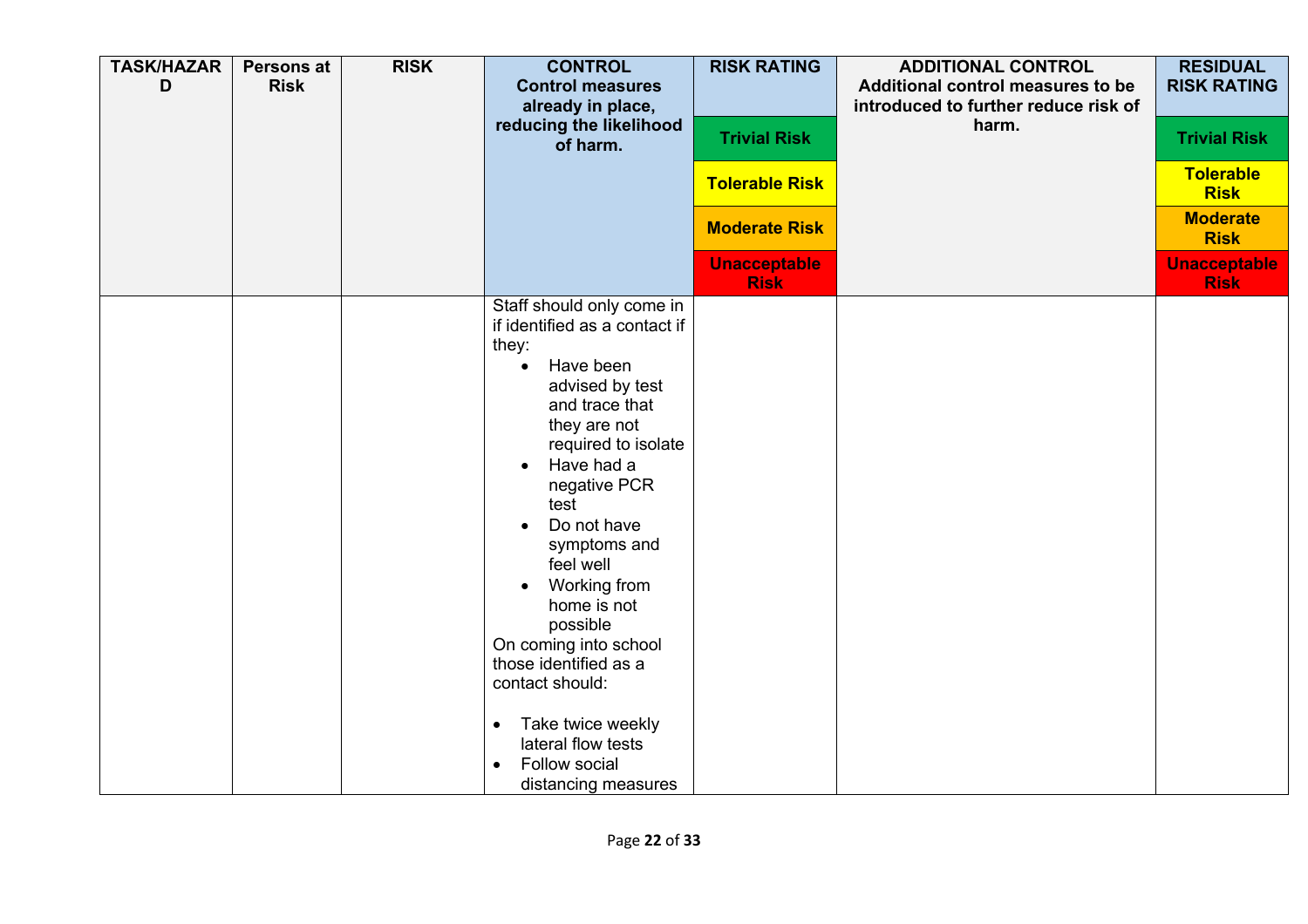| TASK/HAZARD | Persons at Risk | RISK | CONTROL<br>Control measures already in place, reducing the likelihood of harm. | RISK RATING<br>Trivial Risk<br>Tolerable Risk<br>Moderate Risk<br>Unacceptable Risk | ADDITIONAL CONTROL<br>Additional control measures to be introduced to further reduce risk of harm. | RESIDUAL RISK RATING<br>Trivial Risk<br>Tolerable Risk<br>Moderate Risk<br>Unacceptable Risk |
|---|---|---|---|---|---|---|
| | | | Staff should only come in if identified as a contact if they:<br>• Have been advised by test and trace that they are not required to isolate<br>• Have had a negative PCR test<br>• Do not have symptoms and feel well<br>• Working from home is not possible<br>On coming into school those identified as a contact should:<br>• Take twice weekly lateral flow tests<br>• Follow social distancing measures | | | |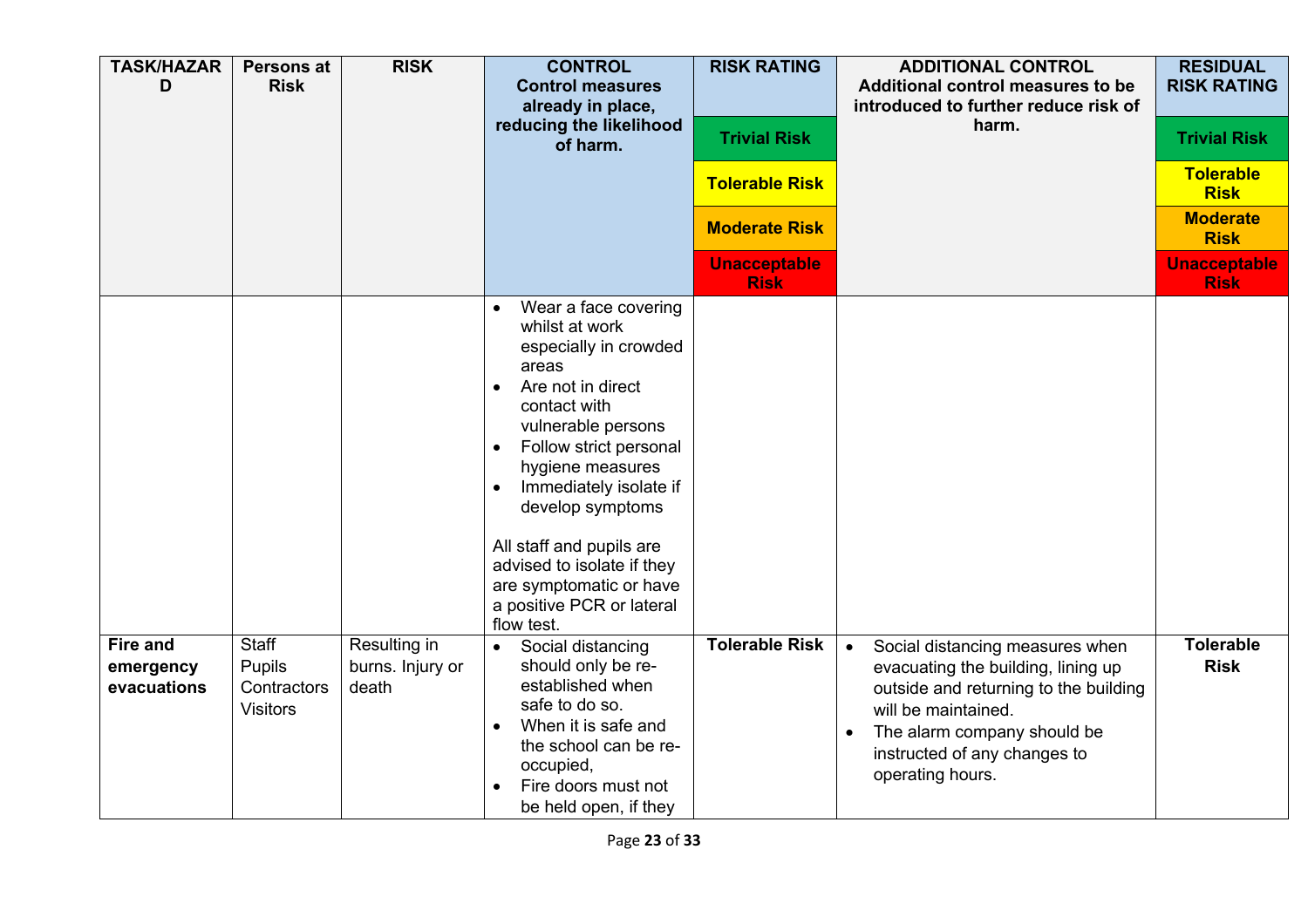| TASK/HAZARD | Persons at Risk | RISK | CONTROL Control measures already in place, reducing the likelihood of harm. | RISK RATING | ADDITIONAL CONTROL Additional control measures to be introduced to further reduce risk of harm. | RESIDUAL RISK RATING |
|---|---|---|---|---|---|---|
| | | | | Trivial Risk | | Trivial Risk |
| | | | | Tolerable Risk | | Tolerable Risk |
| | | | | Moderate Risk | | Moderate Risk |
| | | | | Unacceptable Risk | | Unacceptable Risk |
| | | | • Wear a face covering whilst at work especially in crowded areas<br>• Are not in direct contact with vulnerable persons<br>• Follow strict personal hygiene measures<br>• Immediately isolate if develop symptoms<br><br>All staff and pupils are advised to isolate if they are symptomatic or have a positive PCR or lateral flow test. | | | |
| **Fire and emergency evacuations** | Staff<br>Pupils<br>Contractors<br>Visitors | Resulting in burns. Injury or death | • Social distancing should only be re-established when safe to do so.<br>• When it is safe and the school can be re-occupied,<br>• Fire doors must not be held open, if they | **Tolerable Risk** | • Social distancing measures when evacuating the building, lining up outside and returning to the building will be maintained.<br>• The alarm company should be instructed of any changes to operating hours. | **Tolerable Risk** |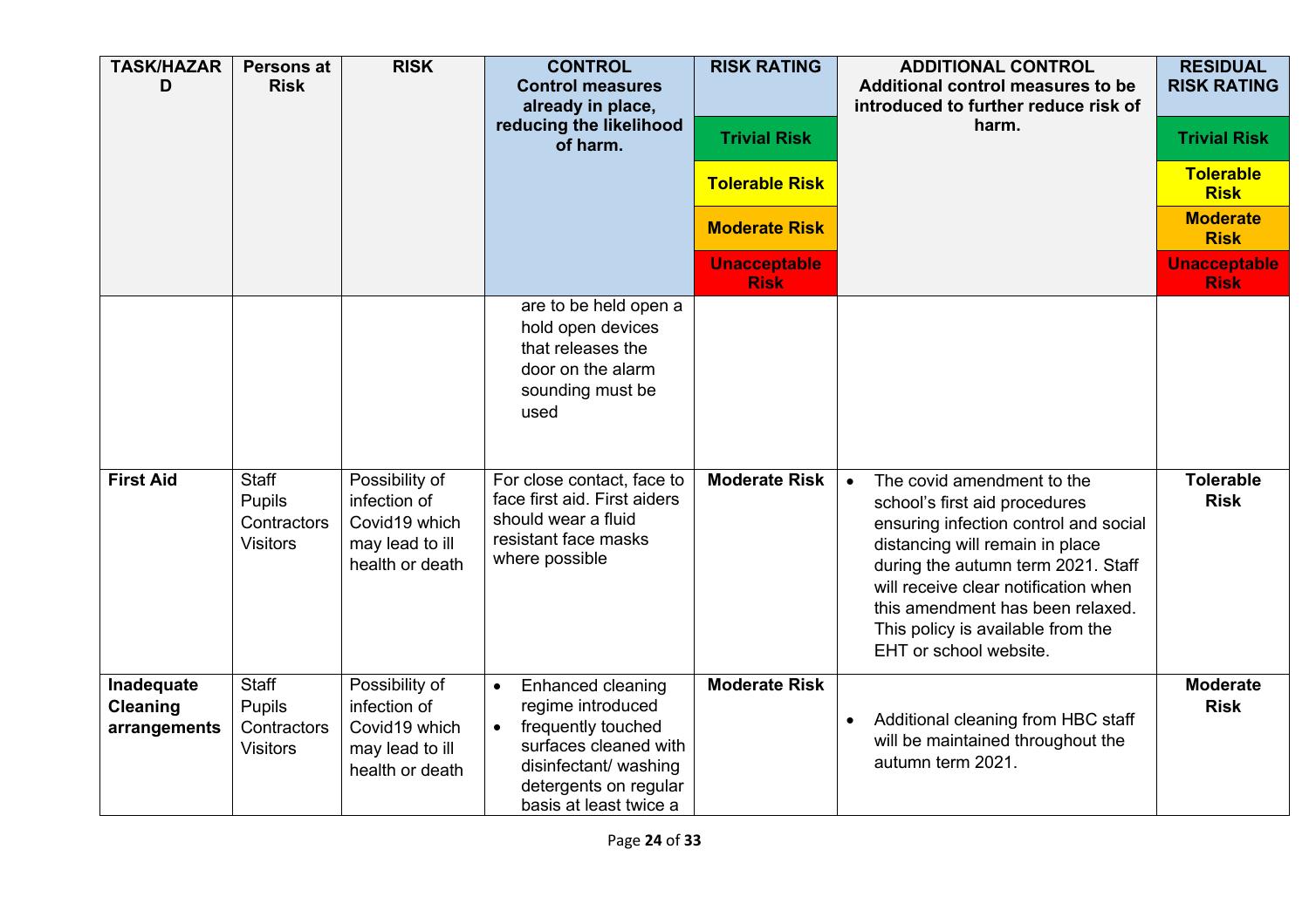| TASK/HAZARD | Persons at Risk | RISK | CONTROL Control measures already in place, reducing the likelihood of harm. | RISK RATING (Trivial Risk / Tolerable Risk / Moderate Risk / Unacceptable Risk) | ADDITIONAL CONTROL Additional control measures to be introduced to further reduce risk of harm. | RESIDUAL RISK RATING (Trivial Risk / Tolerable Risk / Moderate Risk / Unacceptable Risk) |
|---|---|---|---|---|---|---|
| | | | are to be held open a hold open devices that releases the door on the alarm sounding must be used | | | |
| **First Aid** | Staff<br>Pupils<br>Contractors<br>Visitors | Possibility of infection of Covid19 which may lead to ill health or death | For close contact, face to face first aid. First aiders should wear a fluid resistant face masks where possible | **Moderate Risk** | • The covid amendment to the school's first aid procedures ensuring infection control and social distancing will remain in place during the autumn term 2021. Staff will receive clear notification when this amendment has been relaxed. This policy is available from the EHT or school website. | **Tolerable Risk** |
| **Inadequate Cleaning arrangements** | Staff<br>Pupils<br>Contractors<br>Visitors | Possibility of infection of Covid19 which may lead to ill health or death | • Enhanced cleaning regime introduced<br>• frequently touched surfaces cleaned with disinfectant/ washing detergents on regular basis at least twice a | **Moderate Risk** | • Additional cleaning from HBC staff will be maintained throughout the autumn term 2021. | **Moderate Risk** |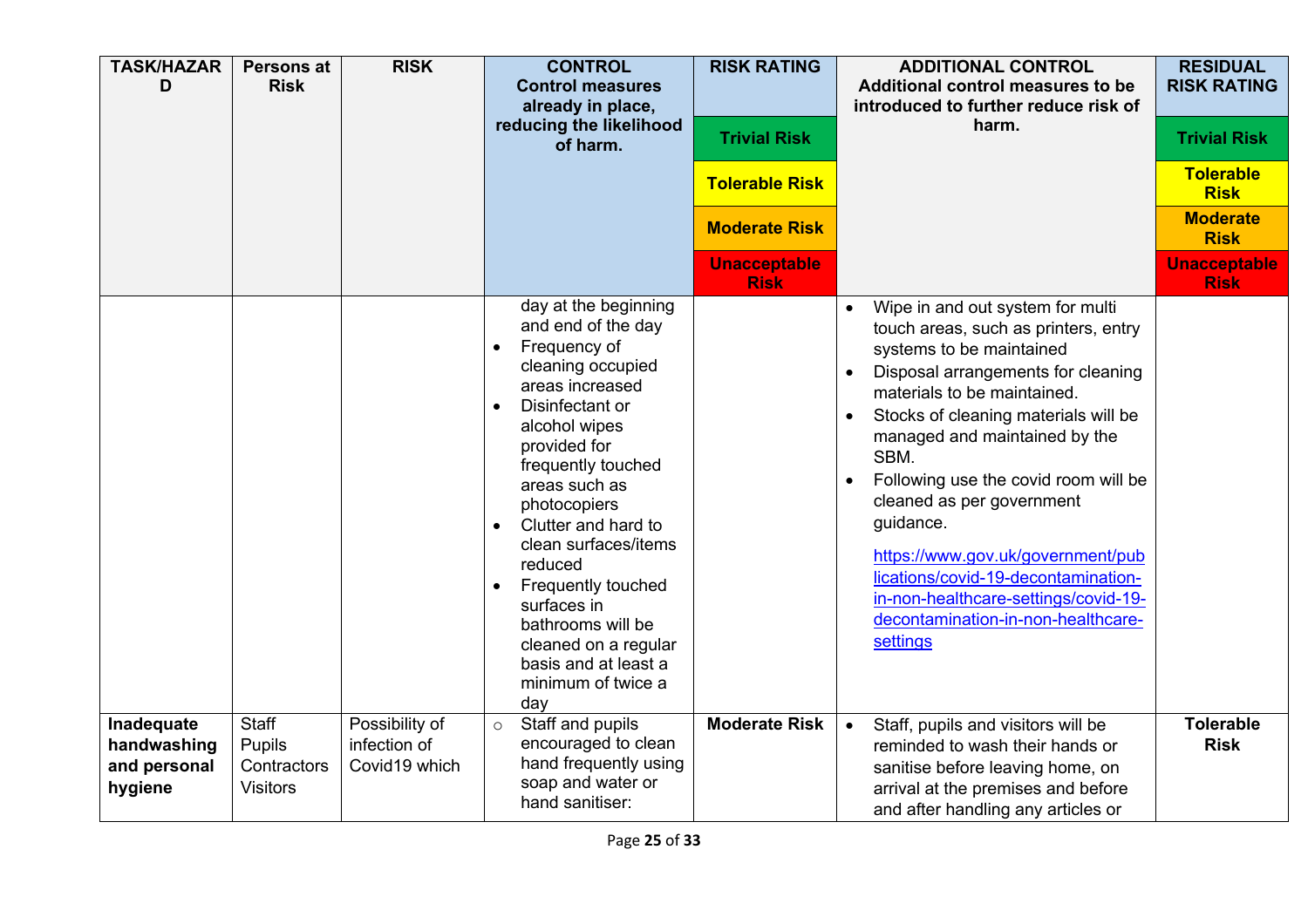| TASK/HAZARD | Persons at Risk | RISK | CONTROL<br>Control measures already in place, reducing the likelihood of harm. | RISK RATING<br>Trivial Risk<br>Tolerable Risk<br>Moderate Risk<br>Unacceptable Risk | ADDITIONAL CONTROL<br>Additional control measures to be introduced to further reduce risk of harm. | RESIDUAL RISK RATING<br>Trivial Risk<br>Tolerable Risk<br>Moderate Risk<br>Unacceptable Risk |
|---|---|---|---|---|---|---|
| | | | day at the beginning and end of the day<br>• Frequency of cleaning occupied areas increased<br>• Disinfectant or alcohol wipes provided for frequently touched areas such as photocopiers<br>• Clutter and hard to clean surfaces/items reduced<br>• Frequently touched surfaces in bathrooms will be cleaned on a regular basis and at least a minimum of twice a day | | • Wipe in and out system for multi touch areas, such as printers, entry systems to be maintained<br>• Disposal arrangements for cleaning materials to be maintained.<br>• Stocks of cleaning materials will be managed and maintained by the SBM.<br>• Following use the covid room will be cleaned as per government guidance.<br>https://www.gov.uk/government/publications/covid-19-decontamination-in-non-healthcare-settings/covid-19-decontamination-in-non-healthcare-settings | |
| **Inadequate handwashing and personal hygiene** | Staff<br>Pupils<br>Contractors<br>Visitors | Possibility of infection of Covid19 which | ○ Staff and pupils encouraged to clean hand frequently using soap and water or hand sanitiser: | **Moderate Risk** | • Staff, pupils and visitors will be reminded to wash their hands or sanitise before leaving home, on arrival at the premises and before and after handling any articles or | **Tolerable Risk** |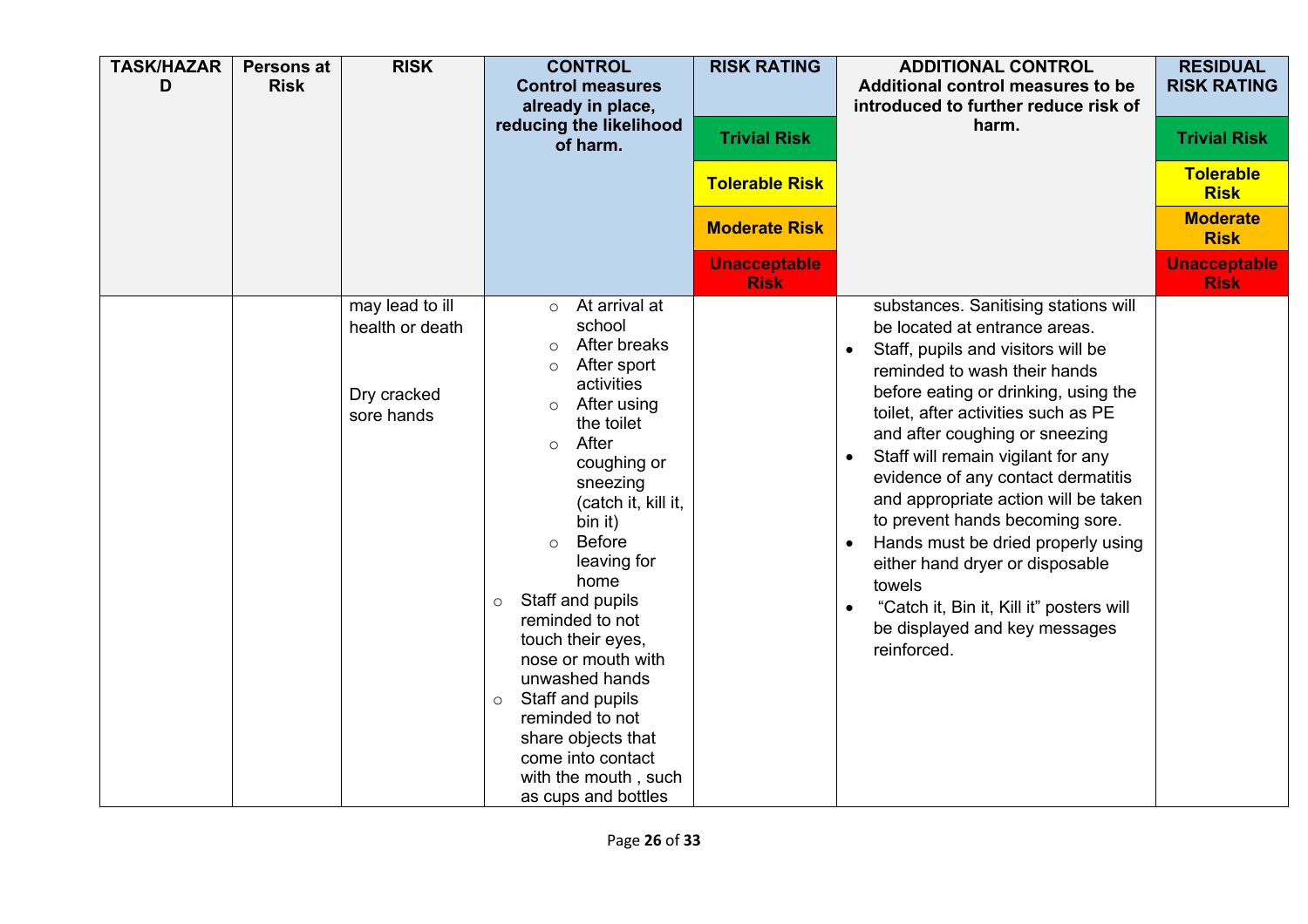| TASK/HAZARD | Persons at Risk | RISK | CONTROL<br>Control measures already in place, reducing the likelihood of harm. | RISK RATING<br>Trivial Risk<br>Tolerable Risk<br>Moderate Risk<br>Unacceptable Risk | ADDITIONAL CONTROL<br>Additional control measures to be introduced to further reduce risk of harm. | RESIDUAL RISK RATING<br>Trivial Risk<br>Tolerable Risk<br>Moderate Risk<br>Unacceptable Risk |
|---|---|---|---|---|---|---|
| | | may lead to ill health or death<br><br>Dry cracked sore hands | ◦ At arrival at school<br>◦ After breaks<br>◦ After sport activities<br>◦ After using the toilet<br>◦ After coughing or sneezing (catch it, kill it, bin it)<br>◦ Before leaving for home<br>◦ Staff and pupils reminded to not touch their eyes, nose or mouth with unwashed hands<br>◦ Staff and pupils reminded to not share objects that come into contact with the mouth , such as cups and bottles | | substances. Sanitising stations will be located at entrance areas.<br>• Staff, pupils and visitors will be reminded to wash their hands before eating or drinking, using the toilet, after activities such as PE and after coughing or sneezing<br>• Staff will remain vigilant for any evidence of any contact dermatitis and appropriate action will be taken to prevent hands becoming sore.<br>• Hands must be dried properly using either hand dryer or disposable towels<br>• "Catch it, Bin it, Kill it" posters will be displayed and key messages reinforced. | |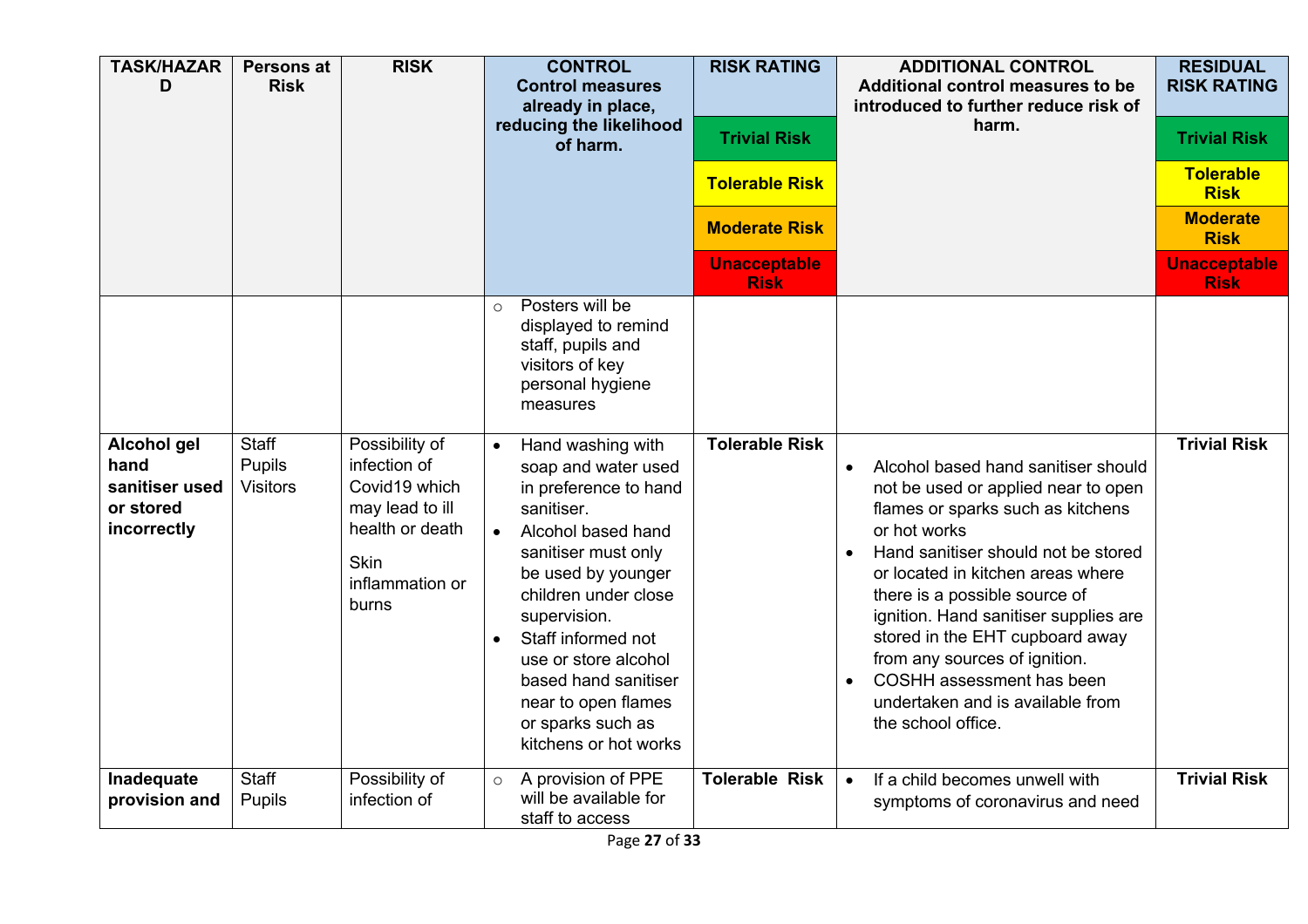| TASK/HAZARD | Persons at Risk | RISK | CONTROL<br>Control measures already in place, reducing the likelihood of harm. | RISK RATING<br>Trivial Risk<br>Tolerable Risk<br>Moderate Risk<br>Unacceptable Risk | ADDITIONAL CONTROL<br>Additional control measures to be introduced to further reduce risk of harm. | RESIDUAL RISK RATING<br>Trivial Risk<br>Tolerable Risk<br>Moderate Risk<br>Unacceptable Risk |
|---|---|---|---|---|---|---|
| | | | ○ Posters will be displayed to remind staff, pupils and visitors of key personal hygiene measures | | | |
| **Alcohol gel hand sanitiser used or stored incorrectly** | Staff<br>Pupils<br>Visitors | Possibility of infection of Covid19 which may lead to ill health or death<br><br>Skin inflammation or burns | • Hand washing with soap and water used in preference to hand sanitiser.<br>• Alcohol based hand sanitiser must only be used by younger children under close supervision.<br>• Staff informed not use or store alcohol based hand sanitiser near to open flames or sparks such as kitchens or hot works | **Tolerable Risk** | • Alcohol based hand sanitiser should not be used or applied near to open flames or sparks such as kitchens or hot works<br>• Hand sanitiser should not be stored or located in kitchen areas where there is a possible source of ignition. Hand sanitiser supplies are stored in the EHT cupboard away from any sources of ignition.<br>• COSHH assessment has been undertaken and is available from the school office. | **Trivial Risk** |
| **Inadequate provision and** | Staff<br>Pupils | Possibility of infection of | ○ A provision of PPE will be available for staff to access | **Tolerable Risk** | • If a child becomes unwell with symptoms of coronavirus and need | **Trivial Risk** |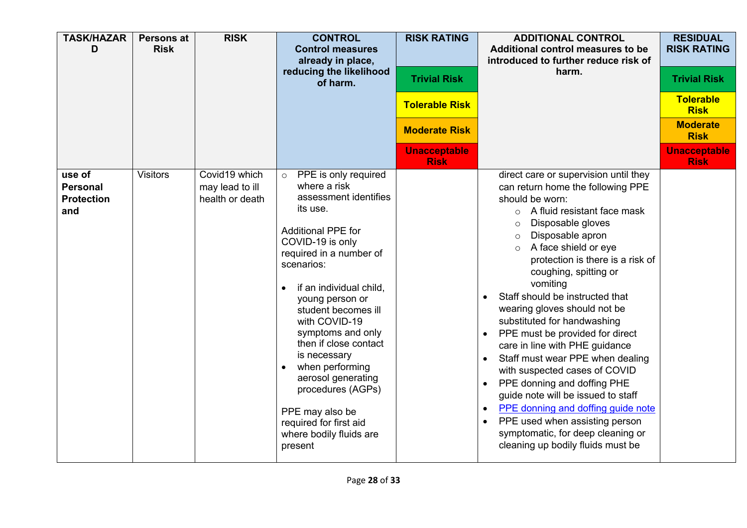| TASK/HAZARD | Persons at Risk | RISK | CONTROL Control measures already in place, reducing the likelihood of harm. | RISK RATING | ADDITIONAL CONTROL Additional control measures to be introduced to further reduce risk of harm. | RESIDUAL RISK RATING |
|---|---|---|---|---|---|---|
| | | | | Trivial Risk | | Trivial Risk |
| | | | | Tolerable Risk | | Tolerable Risk |
| | | | | Moderate Risk | | Moderate Risk |
| | | | | Unacceptable Risk | | Unacceptable Risk |
| **use of Personal Protection and** | Visitors | Covid19 which may lead to ill health or death | ○ PPE is only required where a risk assessment identifies its use.<br><br>Additional PPE for COVID-19 is only required in a number of scenarios:<br><br>• if an individual child, young person or student becomes ill with COVID-19 symptoms and only then if close contact is necessary<br>• when performing aerosol generating procedures (AGPs)<br><br>PPE may also be required for first aid where bodily fluids are present | | direct care or supervision until they can return home the following PPE should be worn:<br>○ A fluid resistant face mask<br>○ Disposable gloves<br>○ Disposable apron<br>○ A face shield or eye protection is there is a risk of coughing, spitting or vomiting<br>• Staff should be instructed that wearing gloves should not be substituted for handwashing<br>• PPE must be provided for direct care in line with PHE guidance<br>• Staff must wear PPE when dealing with suspected cases of COVID<br>• PPE donning and doffing PHE guide note will be issued to staff<br>• PPE donning and doffing guide note<br>• PPE used when assisting person symptomatic, for deep cleaning or cleaning up bodily fluids must be | |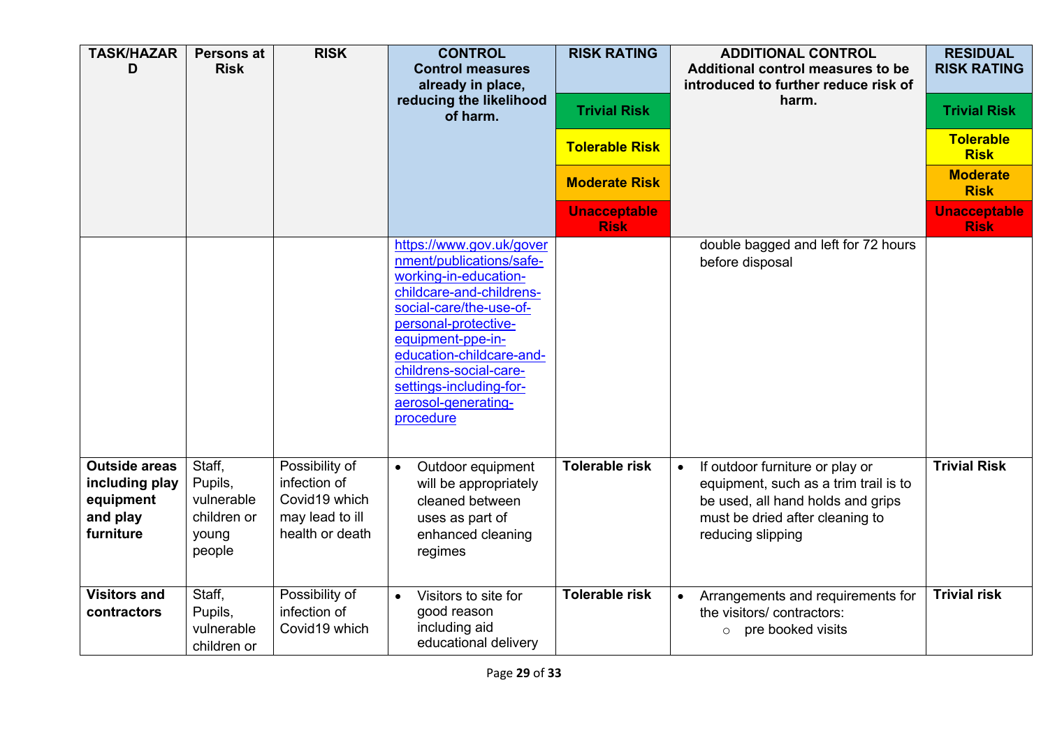| TASK/HAZARD | Persons at Risk | RISK | CONTROL Control measures already in place, reducing the likelihood of harm. | RISK RATING Trivial Risk / Tolerable Risk / Moderate Risk / Unacceptable Risk | ADDITIONAL CONTROL Additional control measures to be introduced to further reduce risk of harm. | RESIDUAL RISK RATING Trivial Risk / Tolerable Risk / Moderate Risk / Unacceptable Risk |
|---|---|---|---|---|---|---|
| | | | https://www.gov.uk/government/publications/safe-working-in-education-childcare-and-childrens-social-care/the-use-of-personal-protective-equipment-ppe-in-education-childcare-and-childrens-social-care-settings-including-for-aerosol-generating-procedure | | double bagged and left for 72 hours before disposal | |
| **Outside areas including play equipment and play furniture** | Staff, Pupils, vulnerable children or young people | Possibility of infection of Covid19 which may lead to ill health or death | • Outdoor equipment will be appropriately cleaned between uses as part of enhanced cleaning regimes | **Tolerable risk** | • If outdoor furniture or play or equipment, such as a trim trail is to be used, all hand holds and grips must be dried after cleaning to reducing slipping | **Trivial Risk** |
| **Visitors and contractors** | Staff, Pupils, vulnerable children or | Possibility of infection of Covid19 which | • Visitors to site for good reason including aid educational delivery | **Tolerable risk** | • Arrangements and requirements for the visitors/ contractors:<br>○ pre booked visits | **Trivial risk** |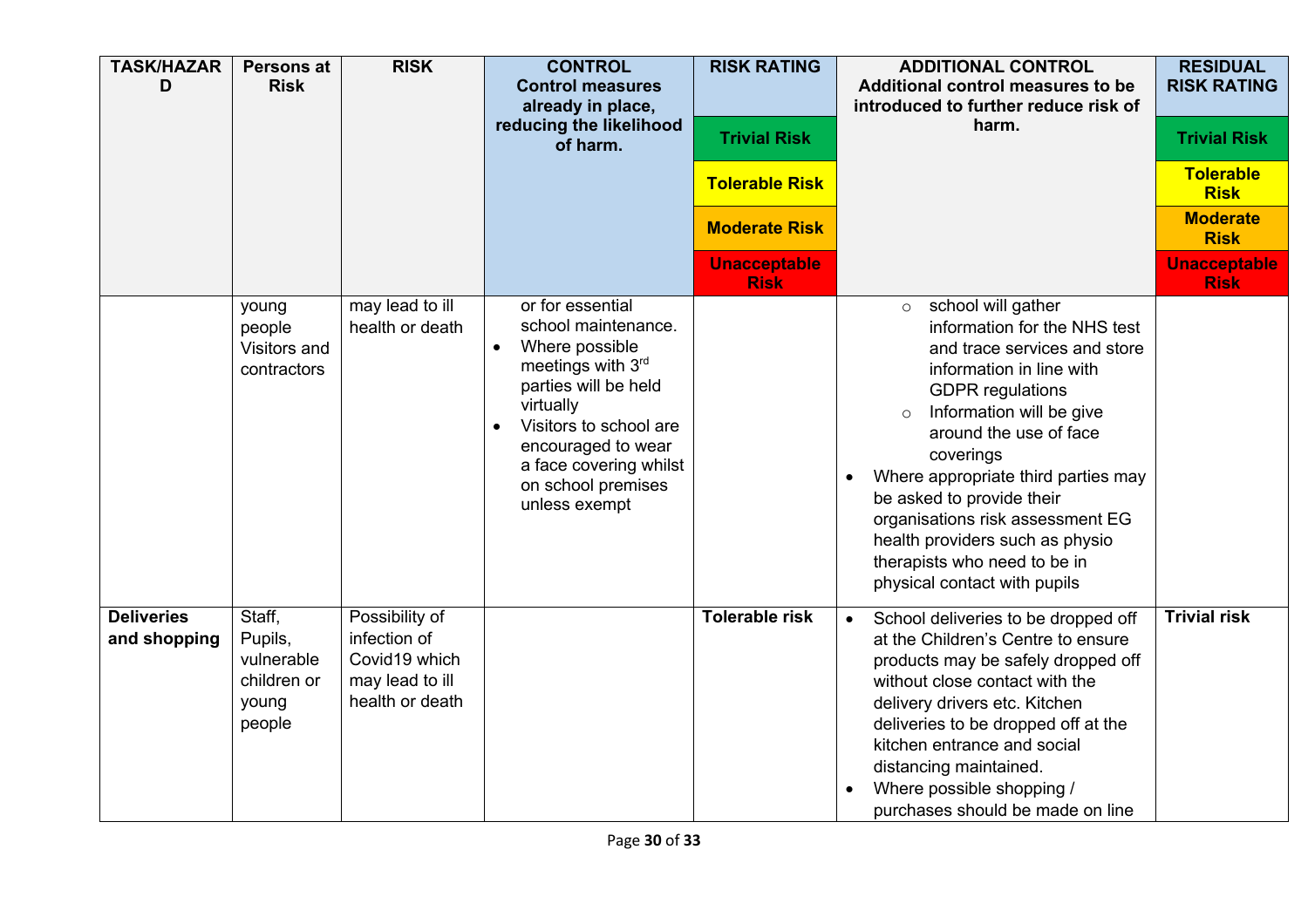| TASK/HAZARD | Persons at Risk | RISK | CONTROL Control measures already in place, reducing the likelihood of harm. | RISK RATING<br>Trivial Risk<br>Tolerable Risk<br>Moderate Risk<br>Unacceptable Risk | ADDITIONAL CONTROL Additional control measures to be introduced to further reduce risk of harm. | RESIDUAL RISK RATING<br>Trivial Risk<br>Tolerable Risk<br>Moderate Risk<br>Unacceptable Risk |
|---|---|---|---|---|---|---|
| | young people Visitors and contractors | may lead to ill health or death | or for essential school maintenance.<br>• Where possible meetings with 3rd parties will be held virtually<br>• Visitors to school are encouraged to wear a face covering whilst on school premises unless exempt | | ○ school will gather information for the NHS test and trace services and store information in line with GDPR regulations<br>○ Information will be give around the use of face coverings<br>• Where appropriate third parties may be asked to provide their organisations risk assessment EG health providers such as physio therapists who need to be in physical contact with pupils | |
| **Deliveries and shopping** | Staff, Pupils, vulnerable children or young people | Possibility of infection of Covid19 which may lead to ill health or death | | **Tolerable risk** | • School deliveries to be dropped off at the Children's Centre to ensure products may be safely dropped off without close contact with the delivery drivers etc. Kitchen deliveries to be dropped off at the kitchen entrance and social distancing maintained.<br>• Where possible shopping / purchases should be made on line | **Trivial risk** |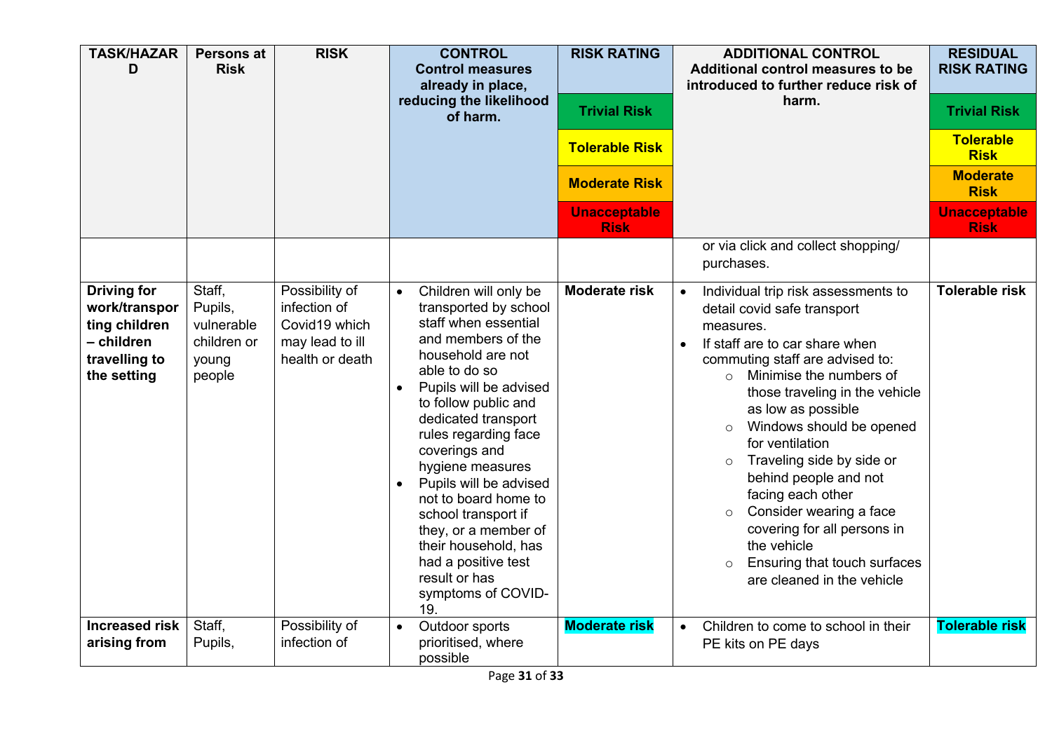| TASK/HAZARD | Persons at Risk | RISK | CONTROL<br>Control measures already in place, reducing the likelihood of harm. | RISK RATING<br>Trivial Risk<br>Tolerable Risk<br>Moderate Risk<br>Unacceptable Risk | ADDITIONAL CONTROL<br>Additional control measures to be introduced to further reduce risk of harm. | RESIDUAL RISK RATING<br>Trivial Risk<br>Tolerable Risk<br>Moderate Risk<br>Unacceptable Risk |
|---|---|---|---|---|---|---|
| | | | | | or via click and collect shopping/ purchases. | |
| **Driving for work/transporting children – children travelling to the setting** | Staff, Pupils, vulnerable children or young people | Possibility of infection of Covid19 which may lead to ill health or death | • Children will only be transported by school staff when essential and members of the household are not able to do so<br>• Pupils will be advised to follow public and dedicated transport rules regarding face coverings and hygiene measures<br>• Pupils will be advised not to board home to school transport if they, or a member of their household, has had a positive test result or has symptoms of COVID-19. | **Moderate risk** | • Individual trip risk assessments to detail covid safe transport measures.<br>• If staff are to car share when commuting staff are advised to:<br>&nbsp;&nbsp;○ Minimise the numbers of those traveling in the vehicle as low as possible<br>&nbsp;&nbsp;○ Windows should be opened for ventilation<br>&nbsp;&nbsp;○ Traveling side by side or behind people and not facing each other<br>&nbsp;&nbsp;○ Consider wearing a face covering for all persons in the vehicle<br>&nbsp;&nbsp;○ Ensuring that touch surfaces are cleaned in the vehicle | **Tolerable risk** |
| **Increased risk arising from** | Staff, Pupils, | Possibility of infection of | • Outdoor sports prioritised, where possible | **Moderate risk** | • Children to come to school in their PE kits on PE days | **Tolerable risk** |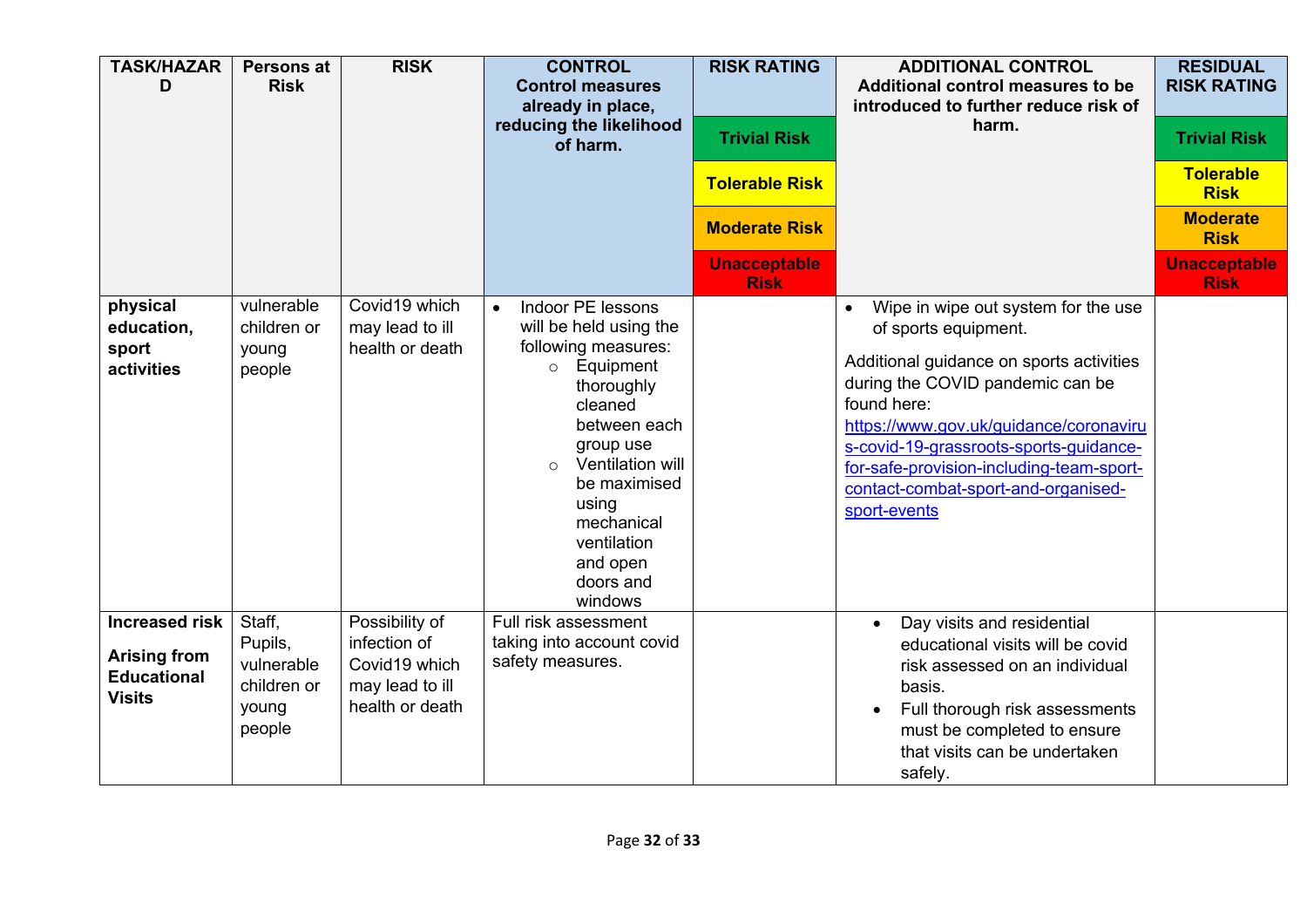| TASK/HAZARD | Persons at Risk | RISK | CONTROL Control measures already in place, reducing the likelihood of harm. | RISK RATING | ADDITIONAL CONTROL Additional control measures to be introduced to further reduce risk of harm. | RESIDUAL RISK RATING |
|---|---|---|---|---|---|---|
| | | | | Trivial Risk | | Trivial Risk |
| | | | | Tolerable Risk | | Tolerable Risk |
| | | | | Moderate Risk | | Moderate Risk |
| | | | | Unacceptable Risk | | Unacceptable Risk |
| **physical education, sport activities** | vulnerable children or young people | Covid19 which may lead to ill health or death | • Indoor PE lessons will be held using the following measures:<br>○ Equipment thoroughly cleaned between each group use<br>○ Ventilation will be maximised using mechanical ventilation and open doors and windows | | • Wipe in wipe out system for the use of sports equipment.<br>Additional guidance on sports activities during the COVID pandemic can be found here: [https://www.gov.uk/guidance/coronavirus-covid-19-grassroots-sports-guidance-for-safe-provision-including-team-sport-contact-combat-sport-and-organised-sport-events](https://www.gov.uk/guidance/coronavirus-covid-19-grassroots-sports-guidance-for-safe-provision-including-team-sport-contact-combat-sport-and-organised-sport-events) | |
| **Increased risk Arising from Educational Visits** | Staff, Pupils, vulnerable children or young people | Possibility of infection of Covid19 which may lead to ill health or death | Full risk assessment taking into account covid safety measures. | | • Day visits and residential educational visits will be covid risk assessed on an individual basis.<br>• Full thorough risk assessments must be completed to ensure that visits can be undertaken safely. | |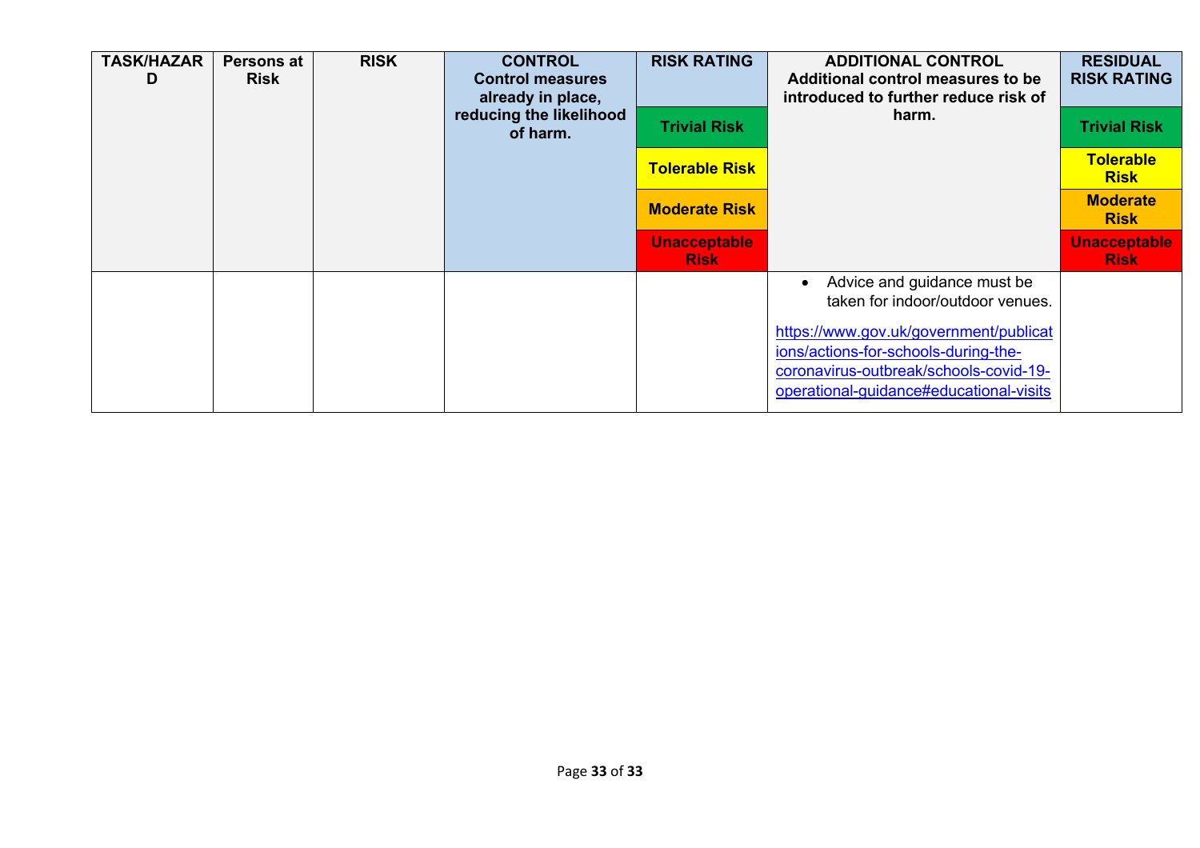| TASK/HAZARD | Persons at Risk | RISK | CONTROL Control measures already in place, reducing the likelihood of harm. | RISK RATING | ADDITIONAL CONTROL Additional control measures to be introduced to further reduce risk of harm. | RESIDUAL RISK RATING |
|---|---|---|---|---|---|---|
| | | | | Trivial Risk | | Trivial Risk |
| | | | | Tolerable Risk | | Tolerable Risk |
| | | | | Moderate Risk | | Moderate Risk |
| | | | | Unacceptable Risk | | Unacceptable Risk |
| | | | | | • Advice and guidance must be taken for indoor/outdoor venues. https://www.gov.uk/government/publications/actions-for-schools-during-the-coronavirus-outbreak/schools-covid-19-operational-guidance#educational-visits | |